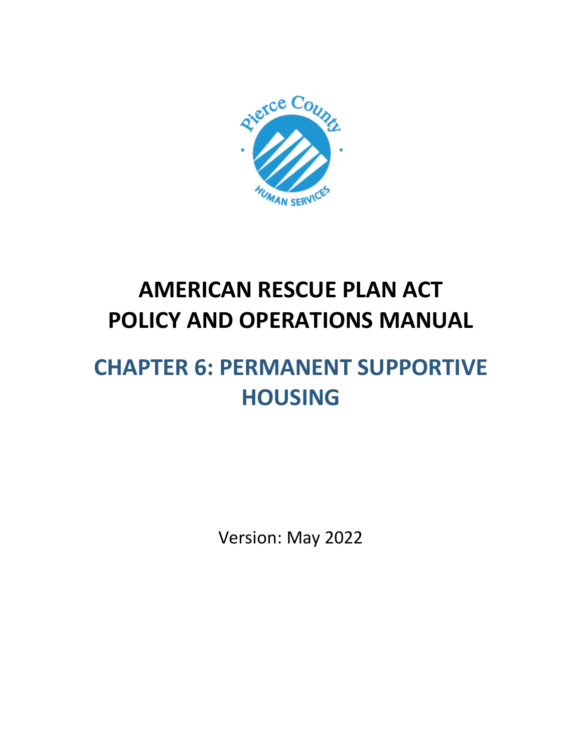# AMERICAN RESCUE PLAN ACT POLICY AND OPERATIONS MANUAL

## CHAPTER 6: PERMANENT SUPPORTIVE HOUSING

Version: May 2022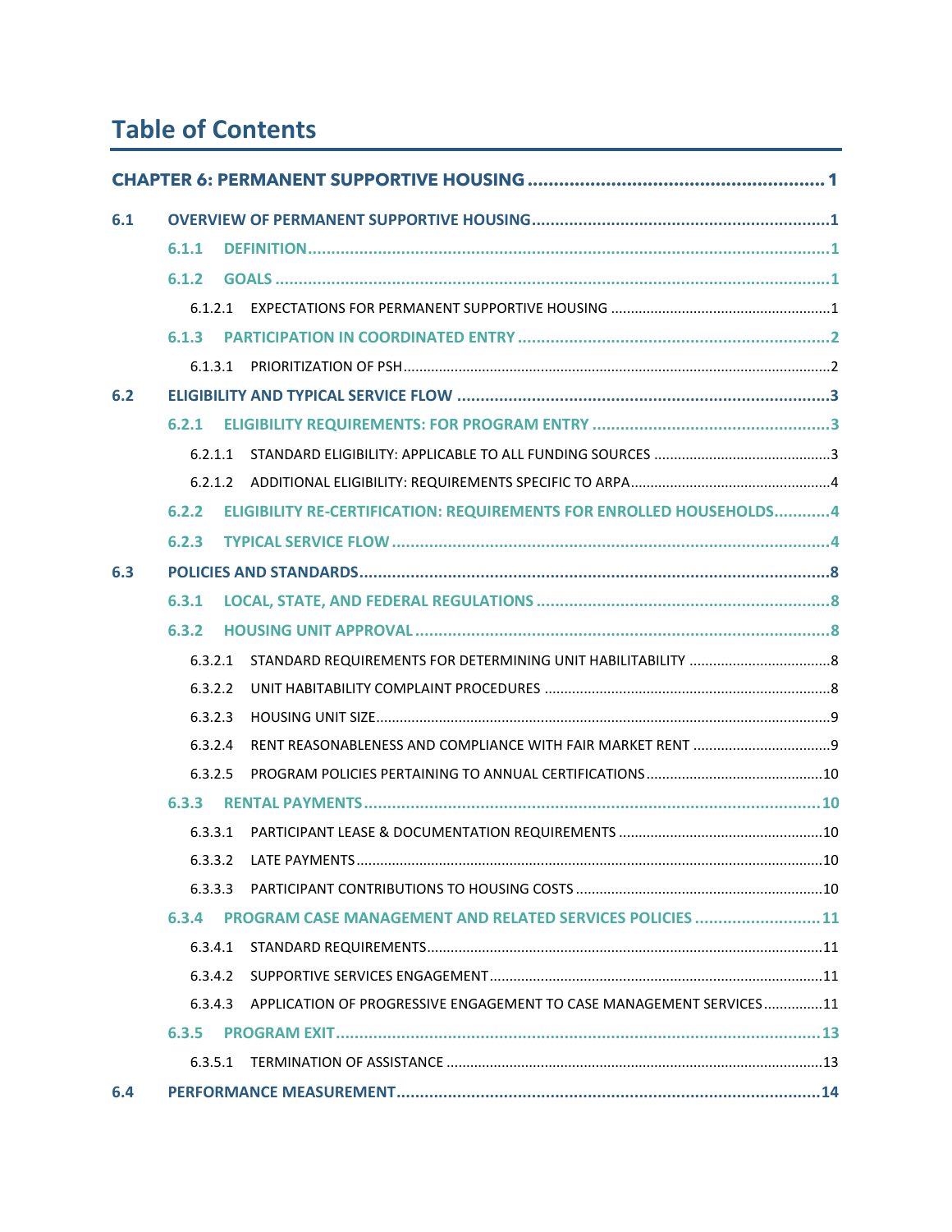# Table of Contents

**CHAPTER 6: PERMANENT SUPPORTIVE HOUSING ........................................................ 1**

**6.1 OVERVIEW OF PERMANENT SUPPORTIVE HOUSING ........................................................ 1**

**6.1.1 DEFINITION ........................................................ 1**

**6.1.2 GOALS ........................................................ 1**

6.1.2.1 EXPECTATIONS FOR PERMANENT SUPPORTIVE HOUSING ........................................................ 1

**6.1.3 PARTICIPATION IN COORDINATED ENTRY ........................................................ 2**

6.1.3.1 PRIORITIZATION OF PSH ........................................................ 2

**6.2 ELIGIBILITY AND TYPICAL SERVICE FLOW ........................................................ 3**

**6.2.1 ELIGIBILITY REQUIREMENTS: FOR PROGRAM ENTRY ........................................................ 3**

6.2.1.1 STANDARD ELIGIBILITY: APPLICABLE TO ALL FUNDING SOURCES ........................................................ 3

6.2.1.2 ADDITIONAL ELIGIBILITY: REQUIREMENTS SPECIFIC TO ARPA ........................................................ 4

**6.2.2 ELIGIBILITY RE-CERTIFICATION: REQUIREMENTS FOR ENROLLED HOUSEHOLDS ............ 4**

**6.2.3 TYPICAL SERVICE FLOW ........................................................ 4**

**6.3 POLICIES AND STANDARDS ........................................................ 8**

**6.3.1 LOCAL, STATE, AND FEDERAL REGULATIONS ........................................................ 8**

**6.3.2 HOUSING UNIT APPROVAL ........................................................ 8**

6.3.2.1 STANDARD REQUIREMENTS FOR DETERMINING UNIT HABILITABILITY ........................................................ 8

6.3.2.2 UNIT HABITABILITY COMPLAINT PROCEDURES ........................................................ 8

6.3.2.3 HOUSING UNIT SIZE ........................................................ 9

6.3.2.4 RENT REASONABLENESS AND COMPLIANCE WITH FAIR MARKET RENT ........................................................ 9

6.3.2.5 PROGRAM POLICIES PERTAINING TO ANNUAL CERTIFICATIONS ........................................................ 10

**6.3.3 RENTAL PAYMENTS ........................................................ 10**

6.3.3.1 PARTICIPANT LEASE & DOCUMENTATION REQUIREMENTS ........................................................ 10

6.3.3.2 LATE PAYMENTS ........................................................ 10

6.3.3.3 PARTICIPANT CONTRIBUTIONS TO HOUSING COSTS ........................................................ 10

**6.3.4 PROGRAM CASE MANAGEMENT AND RELATED SERVICES POLICIES ........................... 11**

6.3.4.1 STANDARD REQUIREMENTS ........................................................ 11

6.3.4.2 SUPPORTIVE SERVICES ENGAGEMENT ........................................................ 11

6.3.4.3 APPLICATION OF PROGRESSIVE ENGAGEMENT TO CASE MANAGEMENT SERVICES ............... 11

**6.3.5 PROGRAM EXIT ........................................................ 13**

6.3.5.1 TERMINATION OF ASSISTANCE ........................................................ 13

**6.4 PERFORMANCE MEASUREMENT ........................................................ 14**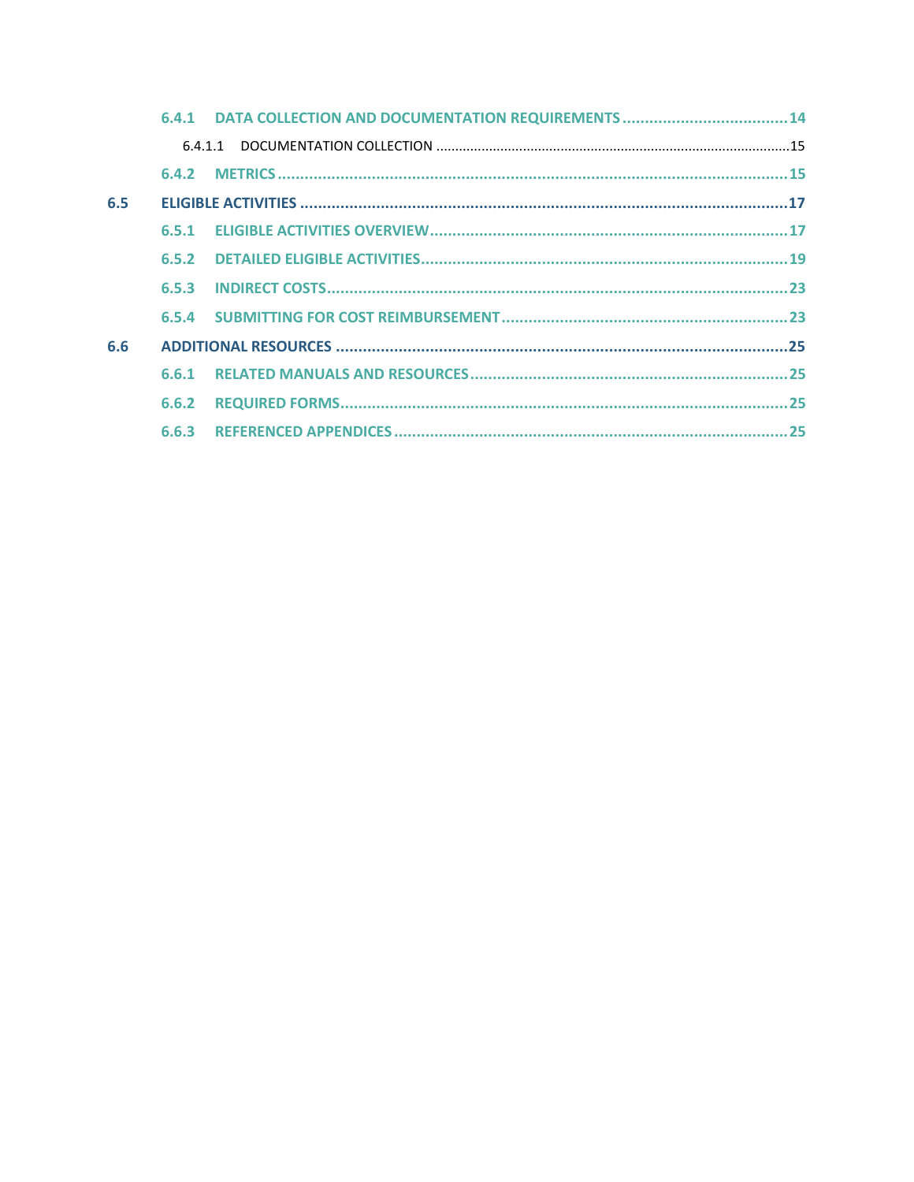6.4.1 DATA COLLECTION AND DOCUMENTATION REQUIREMENTS ..................................... 14

6.4.1.1 DOCUMENTATION COLLECTION ........................................................................................... 15

6.4.2 METRICS ............................................................................................................... 15

6.5 ELIGIBLE ACTIVITIES ........................................................................................................ 17

6.5.1 ELIGIBLE ACTIVITIES OVERVIEW ............................................................................... 17

6.5.2 DETAILED ELIGIBLE ACTIVITIES .................................................................................. 19

6.5.3 INDIRECT COSTS ..................................................................................................... 23

6.5.4 SUBMITTING FOR COST REIMBURSEMENT ................................................................ 23

6.6 ADDITIONAL RESOURCES ................................................................................................ 25

6.6.1 RELATED MANUALS AND RESOURCES ....................................................................... 25

6.6.2 REQUIRED FORMS .................................................................................................. 25

6.6.3 REFERENCED APPENDICES ....................................................................................... 25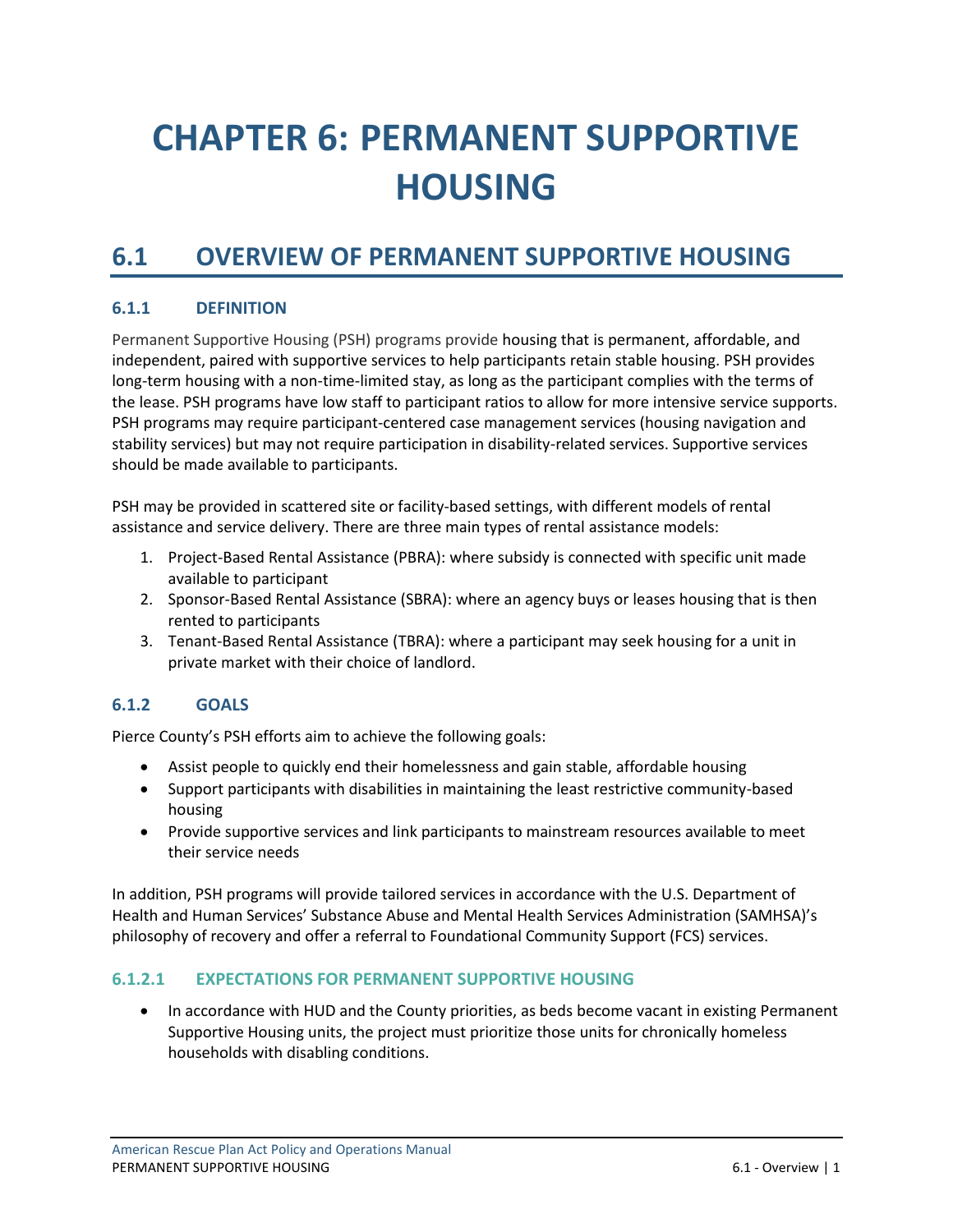# CHAPTER 6: PERMANENT SUPPORTIVE HOUSING

## 6.1 OVERVIEW OF PERMANENT SUPPORTIVE HOUSING

### 6.1.1 DEFINITION

Permanent Supportive Housing (PSH) programs provide housing that is permanent, affordable, and independent, paired with supportive services to help participants retain stable housing. PSH provides long-term housing with a non-time-limited stay, as long as the participant complies with the terms of the lease. PSH programs have low staff to participant ratios to allow for more intensive service supports. PSH programs may require participant-centered case management services (housing navigation and stability services) but may not require participation in disability-related services. Supportive services should be made available to participants.

PSH may be provided in scattered site or facility-based settings, with different models of rental assistance and service delivery. There are three main types of rental assistance models:

1. Project-Based Rental Assistance (PBRA): where subsidy is connected with specific unit made available to participant
2. Sponsor-Based Rental Assistance (SBRA): where an agency buys or leases housing that is then rented to participants
3. Tenant-Based Rental Assistance (TBRA): where a participant may seek housing for a unit in private market with their choice of landlord.

### 6.1.2 GOALS

Pierce County's PSH efforts aim to achieve the following goals:

- Assist people to quickly end their homelessness and gain stable, affordable housing
- Support participants with disabilities in maintaining the least restrictive community-based housing
- Provide supportive services and link participants to mainstream resources available to meet their service needs

In addition, PSH programs will provide tailored services in accordance with the U.S. Department of Health and Human Services' Substance Abuse and Mental Health Services Administration (SAMHSA)'s philosophy of recovery and offer a referral to Foundational Community Support (FCS) services.

#### 6.1.2.1 EXPECTATIONS FOR PERMANENT SUPPORTIVE HOUSING

- In accordance with HUD and the County priorities, as beds become vacant in existing Permanent Supportive Housing units, the project must prioritize those units for chronically homeless households with disabling conditions.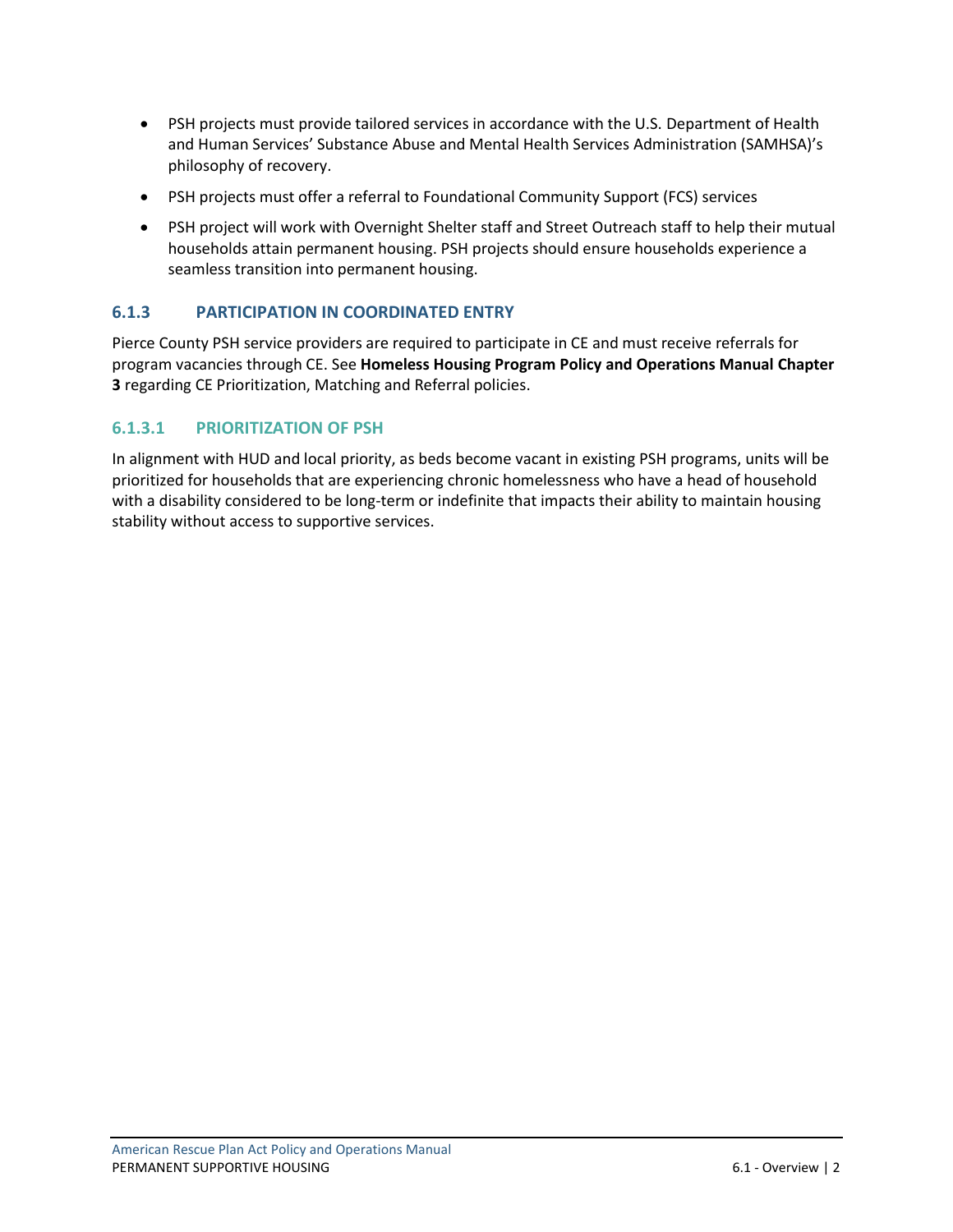- PSH projects must provide tailored services in accordance with the U.S. Department of Health and Human Services' Substance Abuse and Mental Health Services Administration (SAMHSA)'s philosophy of recovery.
- PSH projects must offer a referral to Foundational Community Support (FCS) services
- PSH project will work with Overnight Shelter staff and Street Outreach staff to help their mutual households attain permanent housing. PSH projects should ensure households experience a seamless transition into permanent housing.

### 6.1.3 PARTICIPATION IN COORDINATED ENTRY

Pierce County PSH service providers are required to participate in CE and must receive referrals for program vacancies through CE. See **Homeless Housing Program Policy and Operations Manual Chapter 3** regarding CE Prioritization, Matching and Referral policies.

#### 6.1.3.1 PRIORITIZATION OF PSH

In alignment with HUD and local priority, as beds become vacant in existing PSH programs, units will be prioritized for households that are experiencing chronic homelessness who have a head of household with a disability considered to be long-term or indefinite that impacts their ability to maintain housing stability without access to supportive services.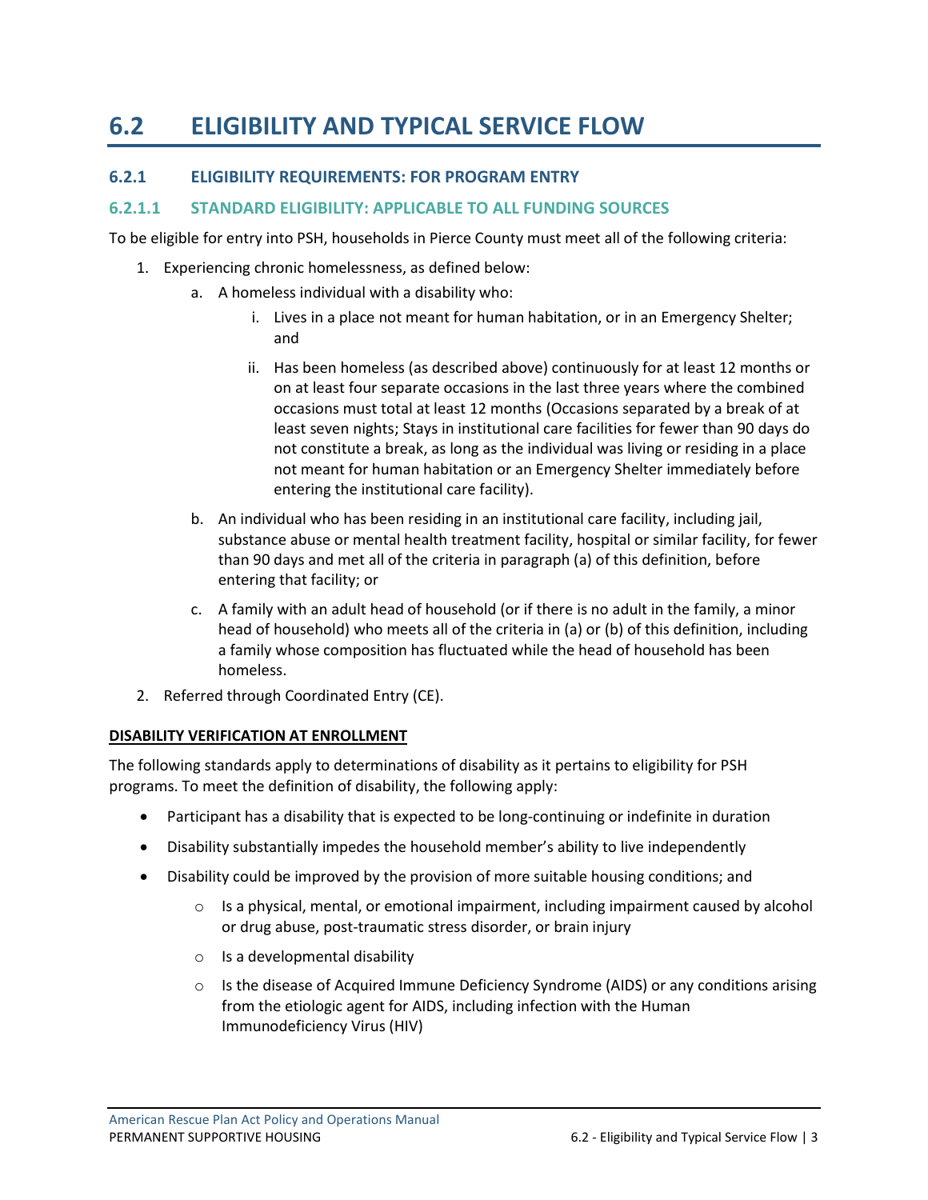# 6.2 ELIGIBILITY AND TYPICAL SERVICE FLOW

## 6.2.1 ELIGIBILITY REQUIREMENTS: FOR PROGRAM ENTRY

### 6.2.1.1 STANDARD ELIGIBILITY: APPLICABLE TO ALL FUNDING SOURCES

To be eligible for entry into PSH, households in Pierce County must meet all of the following criteria:

1. Experiencing chronic homelessness, as defined below:
    a. A homeless individual with a disability who:
        i. Lives in a place not meant for human habitation, or in an Emergency Shelter; and
        ii. Has been homeless (as described above) continuously for at least 12 months or on at least four separate occasions in the last three years where the combined occasions must total at least 12 months (Occasions separated by a break of at least seven nights; Stays in institutional care facilities for fewer than 90 days do not constitute a break, as long as the individual was living or residing in a place not meant for human habitation or an Emergency Shelter immediately before entering the institutional care facility).
    b. An individual who has been residing in an institutional care facility, including jail, substance abuse or mental health treatment facility, hospital or similar facility, for fewer than 90 days and met all of the criteria in paragraph (a) of this definition, before entering that facility; or
    c. A family with an adult head of household (or if there is no adult in the family, a minor head of household) who meets all of the criteria in (a) or (b) of this definition, including a family whose composition has fluctuated while the head of household has been homeless.
2. Referred through Coordinated Entry (CE).

**DISABILITY VERIFICATION AT ENROLLMENT**

The following standards apply to determinations of disability as it pertains to eligibility for PSH programs. To meet the definition of disability, the following apply:

- Participant has a disability that is expected to be long-continuing or indefinite in duration
- Disability substantially impedes the household member's ability to live independently
- Disability could be improved by the provision of more suitable housing conditions; and
    - Is a physical, mental, or emotional impairment, including impairment caused by alcohol or drug abuse, post-traumatic stress disorder, or brain injury
    - Is a developmental disability
    - Is the disease of Acquired Immune Deficiency Syndrome (AIDS) or any conditions arising from the etiologic agent for AIDS, including infection with the Human Immunodeficiency Virus (HIV)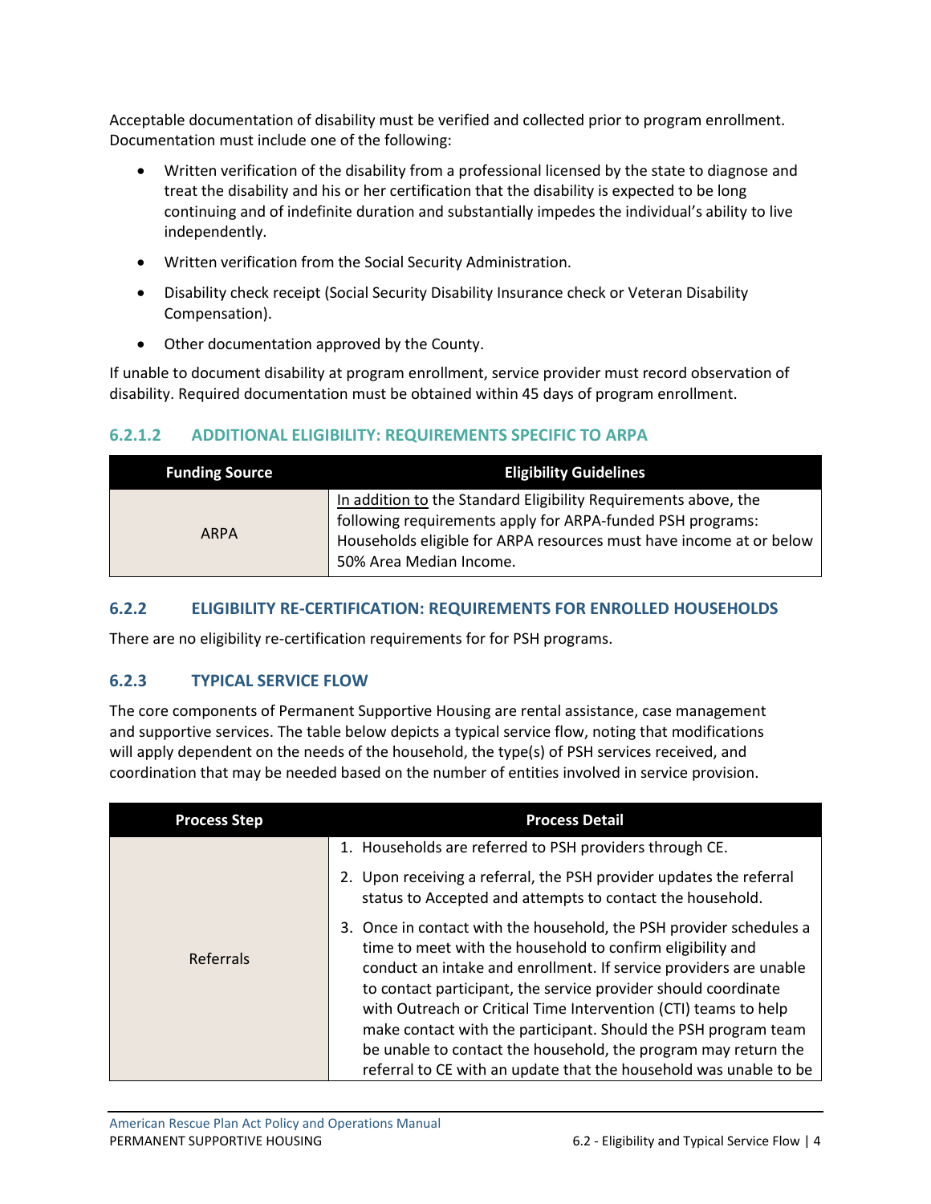Acceptable documentation of disability must be verified and collected prior to program enrollment. Documentation must include one of the following:

- Written verification of the disability from a professional licensed by the state to diagnose and treat the disability and his or her certification that the disability is expected to be long continuing and of indefinite duration and substantially impedes the individual's ability to live independently.
- Written verification from the Social Security Administration.
- Disability check receipt (Social Security Disability Insurance check or Veteran Disability Compensation).
- Other documentation approved by the County.

If unable to document disability at program enrollment, service provider must record observation of disability. Required documentation must be obtained within 45 days of program enrollment.

#### 6.2.1.2 ADDITIONAL ELIGIBILITY: REQUIREMENTS SPECIFIC TO ARPA

| Funding Source | Eligibility Guidelines |
| --- | --- |
| ARPA | In addition to the Standard Eligibility Requirements above, the following requirements apply for ARPA-funded PSH programs: Households eligible for ARPA resources must have income at or below 50% Area Median Income. |

### 6.2.2 ELIGIBILITY RE-CERTIFICATION: REQUIREMENTS FOR ENROLLED HOUSEHOLDS

There are no eligibility re-certification requirements for for PSH programs.

### 6.2.3 TYPICAL SERVICE FLOW

The core components of Permanent Supportive Housing are rental assistance, case management and supportive services. The table below depicts a typical service flow, noting that modifications will apply dependent on the needs of the household, the type(s) of PSH services received, and coordination that may be needed based on the number of entities involved in service provision.

| Process Step | Process Detail |
| --- | --- |
| Referrals | 1. Households are referred to PSH providers through CE.<br>2. Upon receiving a referral, the PSH provider updates the referral status to Accepted and attempts to contact the household.<br>3. Once in contact with the household, the PSH provider schedules a time to meet with the household to confirm eligibility and conduct an intake and enrollment. If service providers are unable to contact participant, the service provider should coordinate with Outreach or Critical Time Intervention (CTI) teams to help make contact with the participant. Should the PSH program team be unable to contact the household, the program may return the referral to CE with an update that the household was unable to be |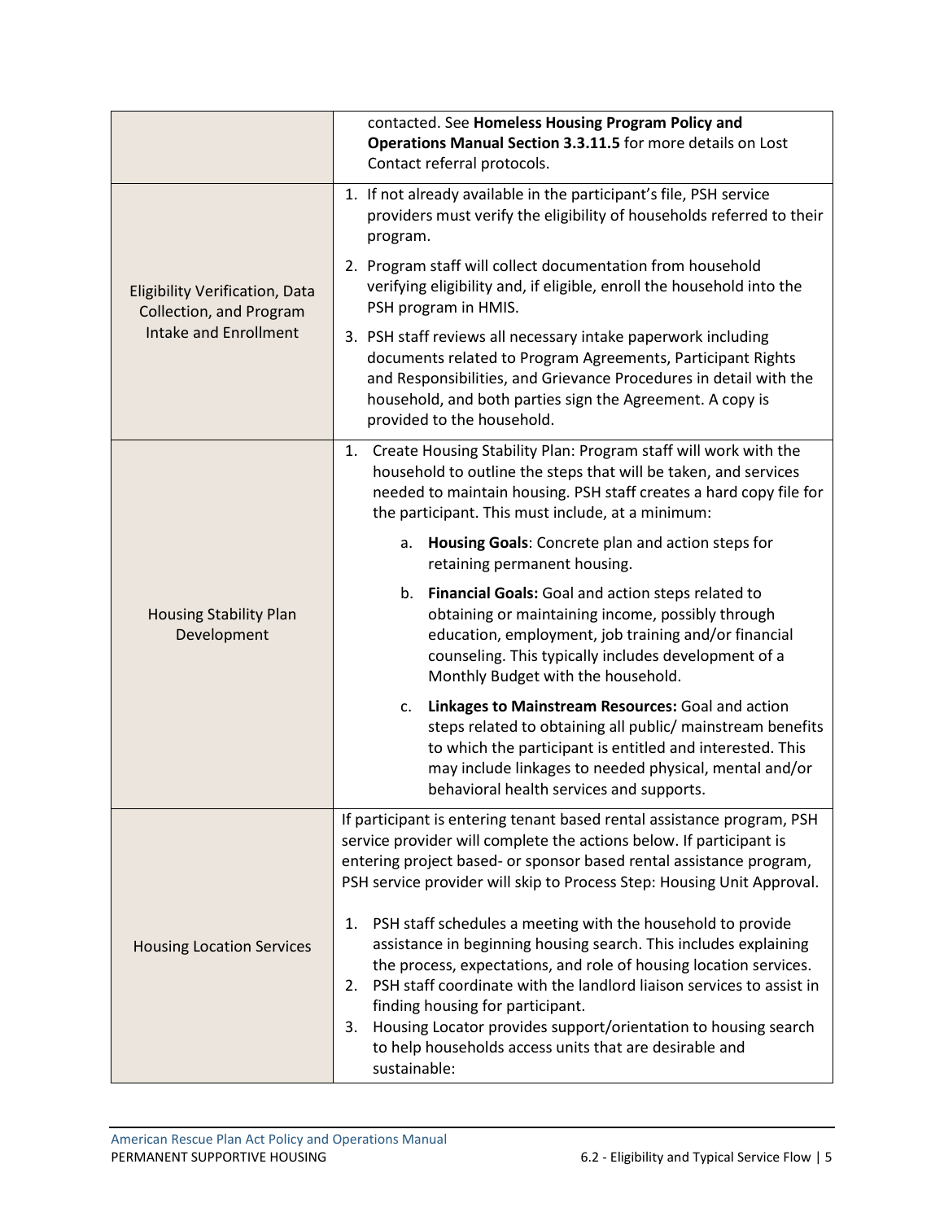| | |
|---|---|
| | contacted. See **Homeless Housing Program Policy and Operations Manual Section 3.3.11.5** for more details on Lost Contact referral protocols. |
| Eligibility Verification, Data Collection, and Program Intake and Enrollment | 1. If not already available in the participant's file, PSH service providers must verify the eligibility of households referred to their program.<br>2. Program staff will collect documentation from household verifying eligibility and, if eligible, enroll the household into the PSH program in HMIS.<br>3. PSH staff reviews all necessary intake paperwork including documents related to Program Agreements, Participant Rights and Responsibilities, and Grievance Procedures in detail with the household, and both parties sign the Agreement. A copy is provided to the household. |
| Housing Stability Plan Development | 1. Create Housing Stability Plan: Program staff will work with the household to outline the steps that will be taken, and services needed to maintain housing. PSH staff creates a hard copy file for the participant. This must include, at a minimum:<br>a. **Housing Goals**: Concrete plan and action steps for retaining permanent housing.<br>b. **Financial Goals:** Goal and action steps related to obtaining or maintaining income, possibly through education, employment, job training and/or financial counseling. This typically includes development of a Monthly Budget with the household.<br>c. **Linkages to Mainstream Resources:** Goal and action steps related to obtaining all public/ mainstream benefits to which the participant is entitled and interested. This may include linkages to needed physical, mental and/or behavioral health services and supports. |
| Housing Location Services | If participant is entering tenant based rental assistance program, PSH service provider will complete the actions below. If participant is entering project based- or sponsor based rental assistance program, PSH service provider will skip to Process Step: Housing Unit Approval.<br><br>1. PSH staff schedules a meeting with the household to provide assistance in beginning housing search. This includes explaining the process, expectations, and role of housing location services.<br>2. PSH staff coordinate with the landlord liaison services to assist in finding housing for participant.<br>3. Housing Locator provides support/orientation to housing search to help households access units that are desirable and sustainable: |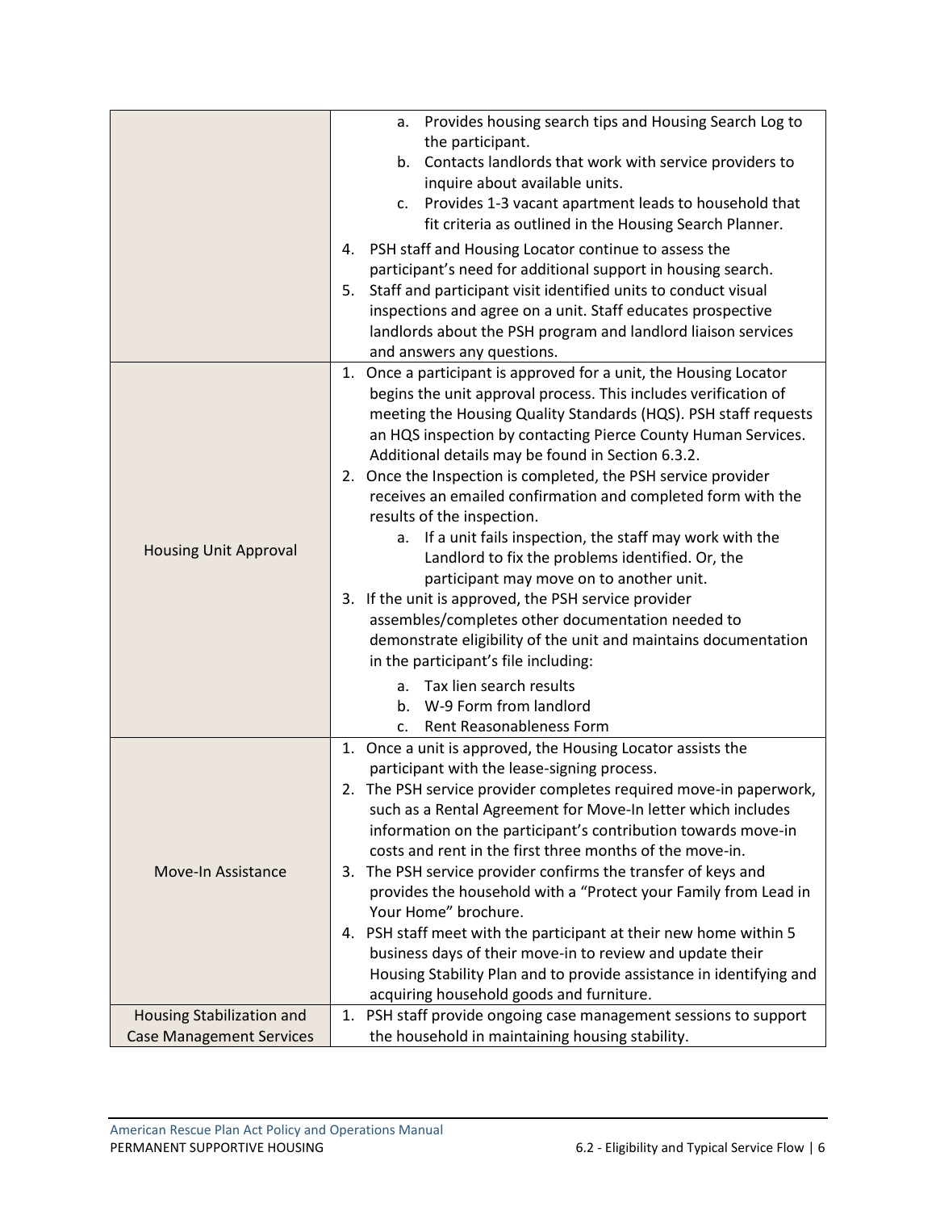| | |
|---|---|
| | a. Provides housing search tips and Housing Search Log to the participant.<br>b. Contacts landlords that work with service providers to inquire about available units.<br>c. Provides 1-3 vacant apartment leads to household that fit criteria as outlined in the Housing Search Planner.<br>4. PSH staff and Housing Locator continue to assess the participant's need for additional support in housing search.<br>5. Staff and participant visit identified units to conduct visual inspections and agree on a unit. Staff educates prospective landlords about the PSH program and landlord liaison services and answers any questions. |
| Housing Unit Approval | 1. Once a participant is approved for a unit, the Housing Locator begins the unit approval process. This includes verification of meeting the Housing Quality Standards (HQS). PSH staff requests an HQS inspection by contacting Pierce County Human Services. Additional details may be found in Section 6.3.2.<br>2. Once the Inspection is completed, the PSH service provider receives an emailed confirmation and completed form with the results of the inspection.<br>a. If a unit fails inspection, the staff may work with the Landlord to fix the problems identified. Or, the participant may move on to another unit.<br>3. If the unit is approved, the PSH service provider assembles/completes other documentation needed to demonstrate eligibility of the unit and maintains documentation in the participant's file including:<br>a. Tax lien search results<br>b. W-9 Form from landlord<br>c. Rent Reasonableness Form |
| Move-In Assistance | 1. Once a unit is approved, the Housing Locator assists the participant with the lease-signing process.<br>2. The PSH service provider completes required move-in paperwork, such as a Rental Agreement for Move-In letter which includes information on the participant's contribution towards move-in costs and rent in the first three months of the move-in.<br>3. The PSH service provider confirms the transfer of keys and provides the household with a "Protect your Family from Lead in Your Home" brochure.<br>4. PSH staff meet with the participant at their new home within 5 business days of their move-in to review and update their Housing Stability Plan and to provide assistance in identifying and acquiring household goods and furniture. |
| Housing Stabilization and Case Management Services | 1. PSH staff provide ongoing case management sessions to support the household in maintaining housing stability. |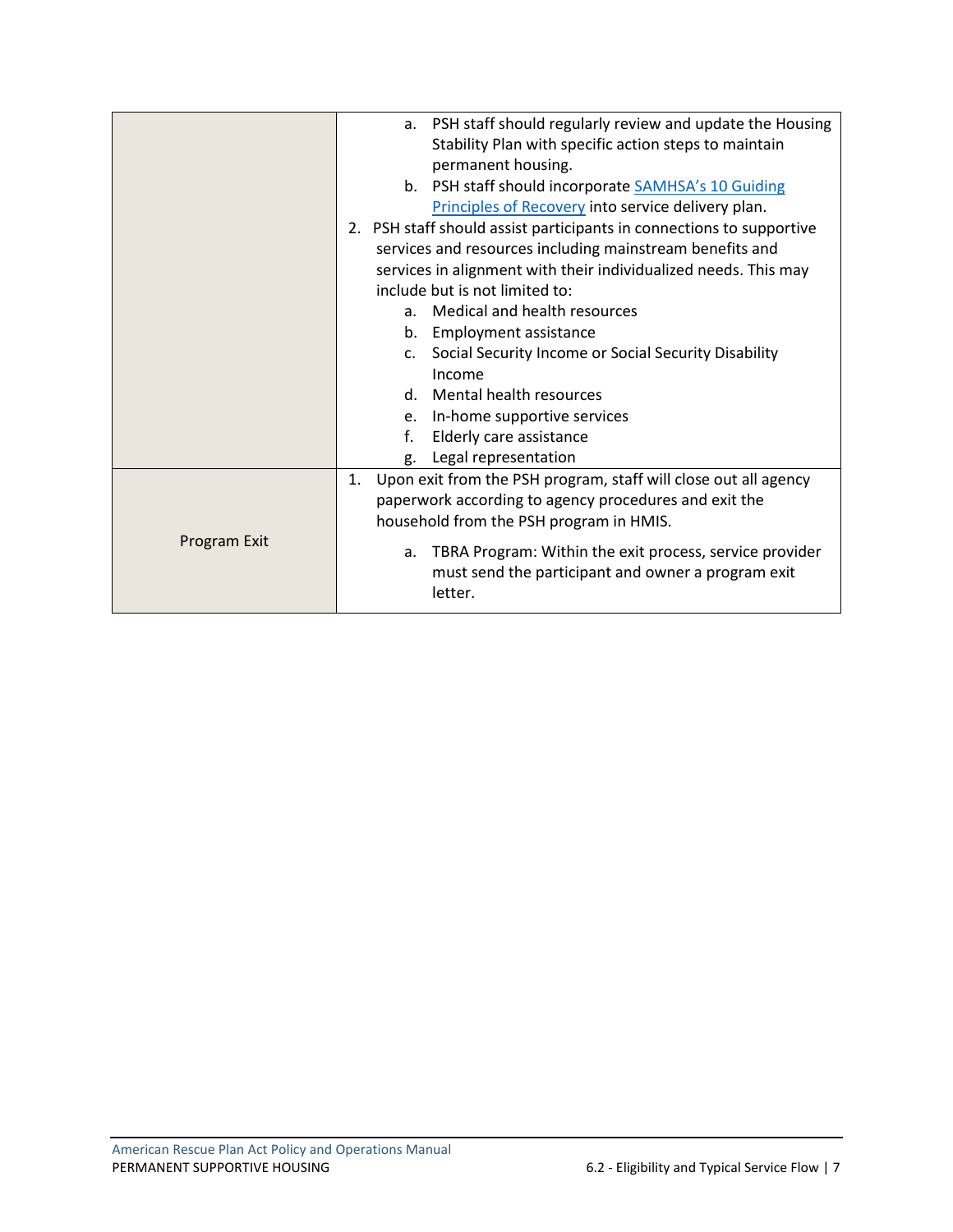| | |
|---|---|
| | a. PSH staff should regularly review and update the Housing Stability Plan with specific action steps to maintain permanent housing.<br>b. PSH staff should incorporate [SAMHSA's 10 Guiding Principles of Recovery]() into service delivery plan.<br>2. PSH staff should assist participants in connections to supportive services and resources including mainstream benefits and services in alignment with their individualized needs. This may include but is not limited to:<br>a. Medical and health resources<br>b. Employment assistance<br>c. Social Security Income or Social Security Disability Income<br>d. Mental health resources<br>e. In-home supportive services<br>f. Elderly care assistance<br>g. Legal representation |
| Program Exit | 1. Upon exit from the PSH program, staff will close out all agency paperwork according to agency procedures and exit the household from the PSH program in HMIS.<br>a. TBRA Program: Within the exit process, service provider must send the participant and owner a program exit letter. |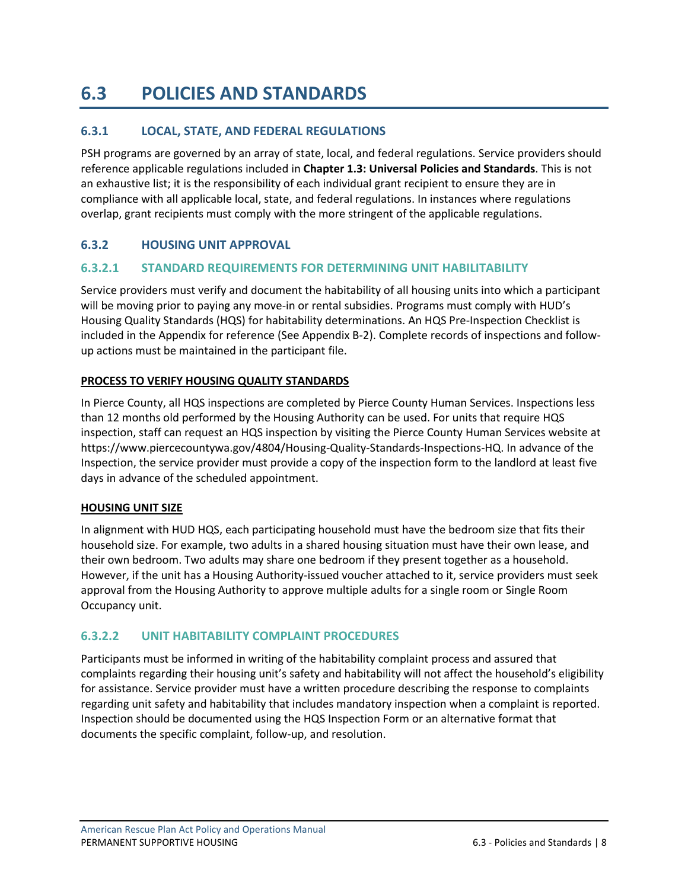# 6.3 POLICIES AND STANDARDS

## 6.3.1 LOCAL, STATE, AND FEDERAL REGULATIONS

PSH programs are governed by an array of state, local, and federal regulations. Service providers should reference applicable regulations included in **Chapter 1.3: Universal Policies and Standards**. This is not an exhaustive list; it is the responsibility of each individual grant recipient to ensure they are in compliance with all applicable local, state, and federal regulations. In instances where regulations overlap, grant recipients must comply with the more stringent of the applicable regulations.

## 6.3.2 HOUSING UNIT APPROVAL

### 6.3.2.1 STANDARD REQUIREMENTS FOR DETERMINING UNIT HABILITABILITY

Service providers must verify and document the habitability of all housing units into which a participant will be moving prior to paying any move-in or rental subsidies. Programs must comply with HUD's Housing Quality Standards (HQS) for habitability determinations. An HQS Pre-Inspection Checklist is included in the Appendix for reference (See Appendix B-2). Complete records of inspections and follow-up actions must be maintained in the participant file.

**PROCESS TO VERIFY HOUSING QUALITY STANDARDS**

In Pierce County, all HQS inspections are completed by Pierce County Human Services. Inspections less than 12 months old performed by the Housing Authority can be used. For units that require HQS inspection, staff can request an HQS inspection by visiting the Pierce County Human Services website at https://www.piercecountywa.gov/4804/Housing-Quality-Standards-Inspections-HQ. In advance of the Inspection, the service provider must provide a copy of the inspection form to the landlord at least five days in advance of the scheduled appointment.

**HOUSING UNIT SIZE**

In alignment with HUD HQS, each participating household must have the bedroom size that fits their household size. For example, two adults in a shared housing situation must have their own lease, and their own bedroom. Two adults may share one bedroom if they present together as a household. However, if the unit has a Housing Authority-issued voucher attached to it, service providers must seek approval from the Housing Authority to approve multiple adults for a single room or Single Room Occupancy unit.

### 6.3.2.2 UNIT HABITABILITY COMPLAINT PROCEDURES

Participants must be informed in writing of the habitability complaint process and assured that complaints regarding their housing unit's safety and habitability will not affect the household's eligibility for assistance. Service provider must have a written procedure describing the response to complaints regarding unit safety and habitability that includes mandatory inspection when a complaint is reported. Inspection should be documented using the HQS Inspection Form or an alternative format that documents the specific complaint, follow-up, and resolution.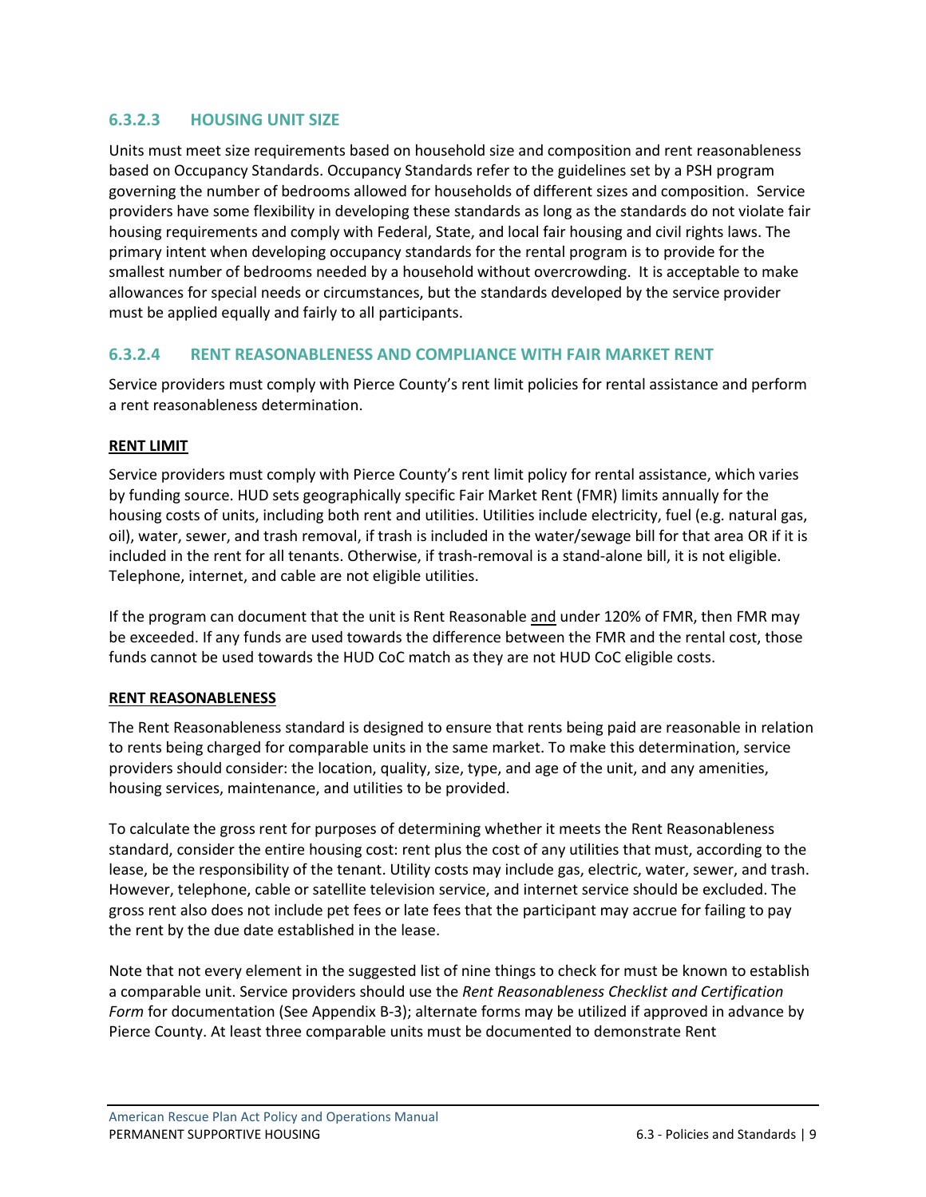### 6.3.2.3 HOUSING UNIT SIZE

Units must meet size requirements based on household size and composition and rent reasonableness based on Occupancy Standards. Occupancy Standards refer to the guidelines set by a PSH program governing the number of bedrooms allowed for households of different sizes and composition. Service providers have some flexibility in developing these standards as long as the standards do not violate fair housing requirements and comply with Federal, State, and local fair housing and civil rights laws. The primary intent when developing occupancy standards for the rental program is to provide for the smallest number of bedrooms needed by a household without overcrowding. It is acceptable to make allowances for special needs or circumstances, but the standards developed by the service provider must be applied equally and fairly to all participants.

### 6.3.2.4 RENT REASONABLENESS AND COMPLIANCE WITH FAIR MARKET RENT

Service providers must comply with Pierce County's rent limit policies for rental assistance and perform a rent reasonableness determination.

**RENT LIMIT**

Service providers must comply with Pierce County's rent limit policy for rental assistance, which varies by funding source. HUD sets geographically specific Fair Market Rent (FMR) limits annually for the housing costs of units, including both rent and utilities. Utilities include electricity, fuel (e.g. natural gas, oil), water, sewer, and trash removal, if trash is included in the water/sewage bill for that area OR if it is included in the rent for all tenants. Otherwise, if trash-removal is a stand-alone bill, it is not eligible. Telephone, internet, and cable are not eligible utilities.

If the program can document that the unit is Rent Reasonable and under 120% of FMR, then FMR may be exceeded. If any funds are used towards the difference between the FMR and the rental cost, those funds cannot be used towards the HUD CoC match as they are not HUD CoC eligible costs.

**RENT REASONABLENESS**

The Rent Reasonableness standard is designed to ensure that rents being paid are reasonable in relation to rents being charged for comparable units in the same market. To make this determination, service providers should consider: the location, quality, size, type, and age of the unit, and any amenities, housing services, maintenance, and utilities to be provided.

To calculate the gross rent for purposes of determining whether it meets the Rent Reasonableness standard, consider the entire housing cost: rent plus the cost of any utilities that must, according to the lease, be the responsibility of the tenant. Utility costs may include gas, electric, water, sewer, and trash. However, telephone, cable or satellite television service, and internet service should be excluded. The gross rent also does not include pet fees or late fees that the participant may accrue for failing to pay the rent by the due date established in the lease.

Note that not every element in the suggested list of nine things to check for must be known to establish a comparable unit. Service providers should use the *Rent Reasonableness Checklist and Certification Form* for documentation (See Appendix B-3); alternate forms may be utilized if approved in advance by Pierce County. At least three comparable units must be documented to demonstrate Rent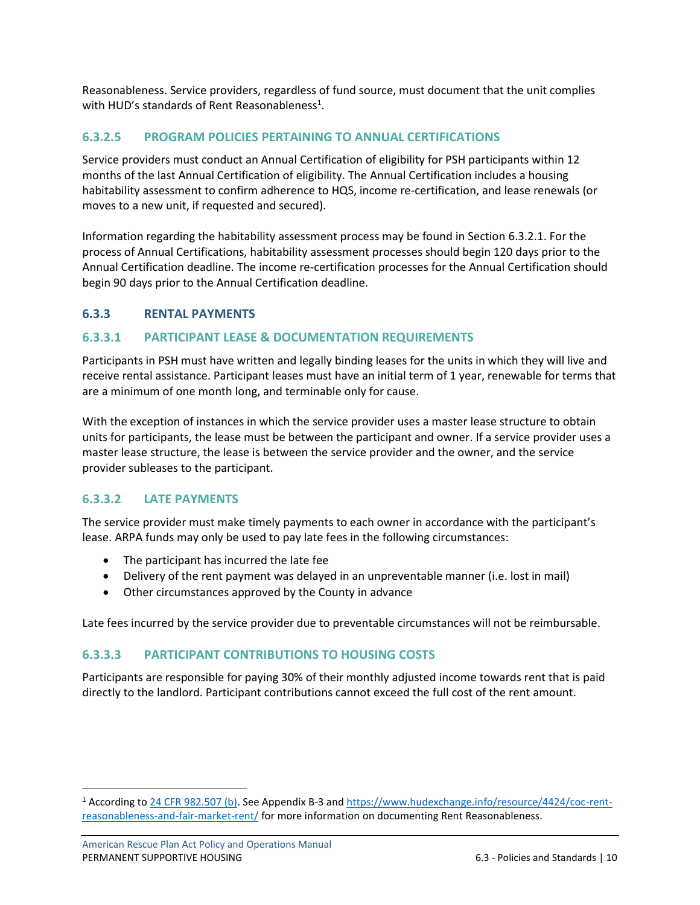Reasonableness. Service providers, regardless of fund source, must document that the unit complies with HUD's standards of Rent Reasonableness[1].

#### 6.3.2.5 PROGRAM POLICIES PERTAINING TO ANNUAL CERTIFICATIONS

Service providers must conduct an Annual Certification of eligibility for PSH participants within 12 months of the last Annual Certification of eligibility. The Annual Certification includes a housing habitability assessment to confirm adherence to HQS, income re-certification, and lease renewals (or moves to a new unit, if requested and secured).

Information regarding the habitability assessment process may be found in Section 6.3.2.1. For the process of Annual Certifications, habitability assessment processes should begin 120 days prior to the Annual Certification deadline. The income re-certification processes for the Annual Certification should begin 90 days prior to the Annual Certification deadline.

### 6.3.3 RENTAL PAYMENTS

#### 6.3.3.1 PARTICIPANT LEASE & DOCUMENTATION REQUIREMENTS

Participants in PSH must have written and legally binding leases for the units in which they will live and receive rental assistance. Participant leases must have an initial term of 1 year, renewable for terms that are a minimum of one month long, and terminable only for cause.

With the exception of instances in which the service provider uses a master lease structure to obtain units for participants, the lease must be between the participant and owner. If a service provider uses a master lease structure, the lease is between the service provider and the owner, and the service provider subleases to the participant.

#### 6.3.3.2 LATE PAYMENTS

The service provider must make timely payments to each owner in accordance with the participant's lease. ARPA funds may only be used to pay late fees in the following circumstances:

- The participant has incurred the late fee
- Delivery of the rent payment was delayed in an unpreventable manner (i.e. lost in mail)
- Other circumstances approved by the County in advance

Late fees incurred by the service provider due to preventable circumstances will not be reimbursable.

#### 6.3.3.3 PARTICIPANT CONTRIBUTIONS TO HOUSING COSTS

Participants are responsible for paying 30% of their monthly adjusted income towards rent that is paid directly to the landlord. Participant contributions cannot exceed the full cost of the rent amount.

---

[1] According to [24 CFR 982.507 (b)](). See Appendix B-3 and [https://www.hudexchange.info/resource/4424/coc-rent-reasonableness-and-fair-market-rent/](https://www.hudexchange.info/resource/4424/coc-rent-reasonableness-and-fair-market-rent/) for more information on documenting Rent Reasonableness.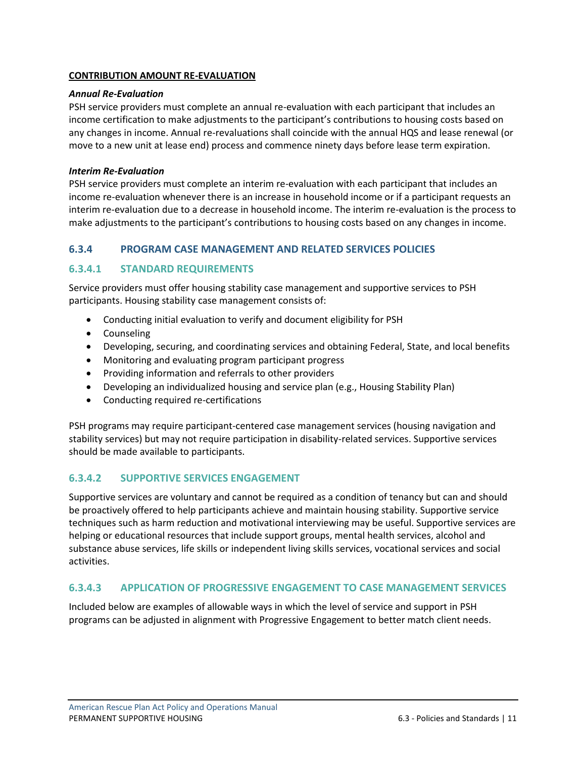**CONTRIBUTION AMOUNT RE-EVALUATION**

***Annual Re-Evaluation***

PSH service providers must complete an annual re-evaluation with each participant that includes an income certification to make adjustments to the participant's contributions to housing costs based on any changes in income. Annual re-revaluations shall coincide with the annual HQS and lease renewal (or move to a new unit at lease end) process and commence ninety days before lease term expiration.

***Interim Re-Evaluation***

PSH service providers must complete an interim re-evaluation with each participant that includes an income re-evaluation whenever there is an increase in household income or if a participant requests an interim re-evaluation due to a decrease in household income. The interim re-evaluation is the process to make adjustments to the participant's contributions to housing costs based on any changes in income.

### 6.3.4 PROGRAM CASE MANAGEMENT AND RELATED SERVICES POLICIES

#### 6.3.4.1 STANDARD REQUIREMENTS

Service providers must offer housing stability case management and supportive services to PSH participants. Housing stability case management consists of:

- Conducting initial evaluation to verify and document eligibility for PSH
- Counseling
- Developing, securing, and coordinating services and obtaining Federal, State, and local benefits
- Monitoring and evaluating program participant progress
- Providing information and referrals to other providers
- Developing an individualized housing and service plan (e.g., Housing Stability Plan)
- Conducting required re-certifications

PSH programs may require participant-centered case management services (housing navigation and stability services) but may not require participation in disability-related services. Supportive services should be made available to participants.

#### 6.3.4.2 SUPPORTIVE SERVICES ENGAGEMENT

Supportive services are voluntary and cannot be required as a condition of tenancy but can and should be proactively offered to help participants achieve and maintain housing stability. Supportive service techniques such as harm reduction and motivational interviewing may be useful. Supportive services are helping or educational resources that include support groups, mental health services, alcohol and substance abuse services, life skills or independent living skills services, vocational services and social activities.

#### 6.3.4.3 APPLICATION OF PROGRESSIVE ENGAGEMENT TO CASE MANAGEMENT SERVICES

Included below are examples of allowable ways in which the level of service and support in PSH programs can be adjusted in alignment with Progressive Engagement to better match client needs.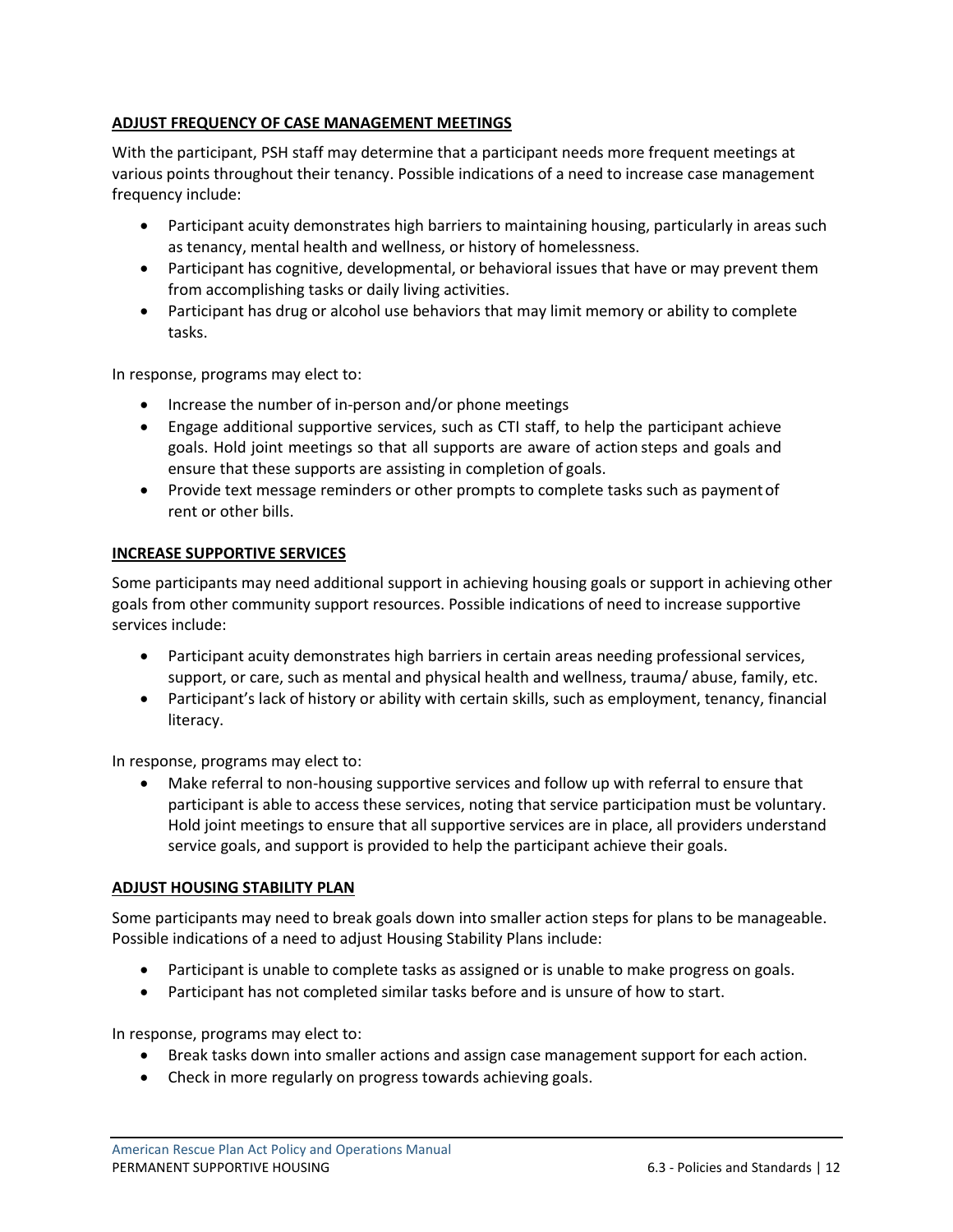**ADJUST FREQUENCY OF CASE MANAGEMENT MEETINGS**

With the participant, PSH staff may determine that a participant needs more frequent meetings at various points throughout their tenancy. Possible indications of a need to increase case management frequency include:

- Participant acuity demonstrates high barriers to maintaining housing, particularly in areas such as tenancy, mental health and wellness, or history of homelessness.
- Participant has cognitive, developmental, or behavioral issues that have or may prevent them from accomplishing tasks or daily living activities.
- Participant has drug or alcohol use behaviors that may limit memory or ability to complete tasks.

In response, programs may elect to:

- Increase the number of in-person and/or phone meetings
- Engage additional supportive services, such as CTI staff, to help the participant achieve goals. Hold joint meetings so that all supports are aware of action steps and goals and ensure that these supports are assisting in completion of goals.
- Provide text message reminders or other prompts to complete tasks such as payment of rent or other bills.

**INCREASE SUPPORTIVE SERVICES**

Some participants may need additional support in achieving housing goals or support in achieving other goals from other community support resources. Possible indications of need to increase supportive services include:

- Participant acuity demonstrates high barriers in certain areas needing professional services, support, or care, such as mental and physical health and wellness, trauma/ abuse, family, etc.
- Participant's lack of history or ability with certain skills, such as employment, tenancy, financial literacy.

In response, programs may elect to:

- Make referral to non-housing supportive services and follow up with referral to ensure that participant is able to access these services, noting that service participation must be voluntary. Hold joint meetings to ensure that all supportive services are in place, all providers understand service goals, and support is provided to help the participant achieve their goals.

**ADJUST HOUSING STABILITY PLAN**

Some participants may need to break goals down into smaller action steps for plans to be manageable. Possible indications of a need to adjust Housing Stability Plans include:

- Participant is unable to complete tasks as assigned or is unable to make progress on goals.
- Participant has not completed similar tasks before and is unsure of how to start.

In response, programs may elect to:

- Break tasks down into smaller actions and assign case management support for each action.
- Check in more regularly on progress towards achieving goals.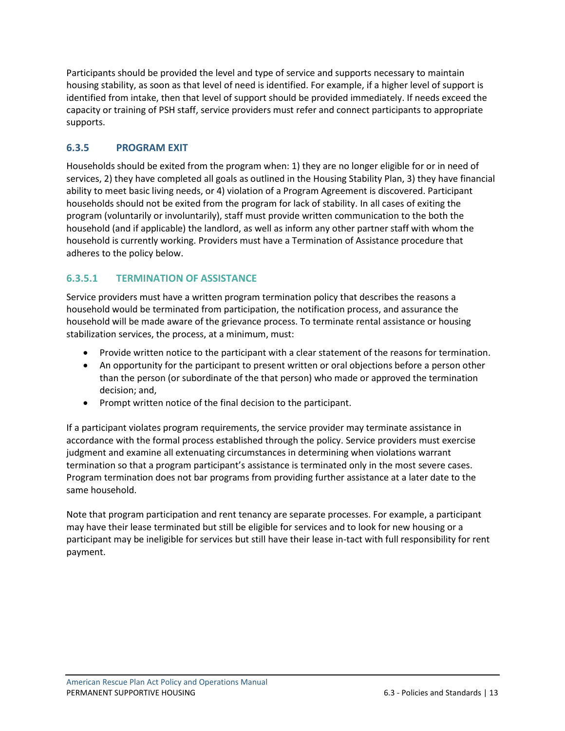Participants should be provided the level and type of service and supports necessary to maintain housing stability, as soon as that level of need is identified. For example, if a higher level of support is identified from intake, then that level of support should be provided immediately. If needs exceed the capacity or training of PSH staff, service providers must refer and connect participants to appropriate supports.

### 6.3.5 PROGRAM EXIT

Households should be exited from the program when: 1) they are no longer eligible for or in need of services, 2) they have completed all goals as outlined in the Housing Stability Plan, 3) they have financial ability to meet basic living needs, or 4) violation of a Program Agreement is discovered. Participant households should not be exited from the program for lack of stability. In all cases of exiting the program (voluntarily or involuntarily), staff must provide written communication to the both the household (and if applicable) the landlord, as well as inform any other partner staff with whom the household is currently working. Providers must have a Termination of Assistance procedure that adheres to the policy below.

#### 6.3.5.1 TERMINATION OF ASSISTANCE

Service providers must have a written program termination policy that describes the reasons a household would be terminated from participation, the notification process, and assurance the household will be made aware of the grievance process. To terminate rental assistance or housing stabilization services, the process, at a minimum, must:

- Provide written notice to the participant with a clear statement of the reasons for termination.
- An opportunity for the participant to present written or oral objections before a person other than the person (or subordinate of the that person) who made or approved the termination decision; and,
- Prompt written notice of the final decision to the participant.

If a participant violates program requirements, the service provider may terminate assistance in accordance with the formal process established through the policy. Service providers must exercise judgment and examine all extenuating circumstances in determining when violations warrant termination so that a program participant's assistance is terminated only in the most severe cases. Program termination does not bar programs from providing further assistance at a later date to the same household.

Note that program participation and rent tenancy are separate processes. For example, a participant may have their lease terminated but still be eligible for services and to look for new housing or a participant may be ineligible for services but still have their lease in-tact with full responsibility for rent payment.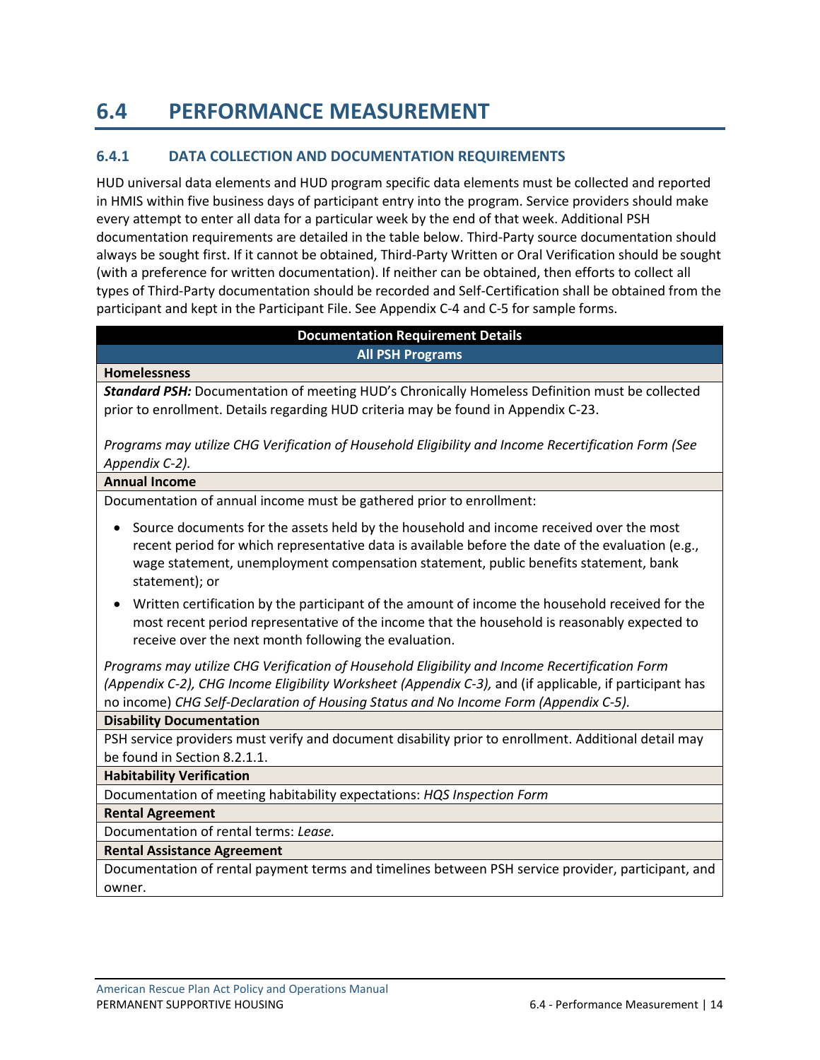# 6.4 PERFORMANCE MEASUREMENT

## 6.4.1 DATA COLLECTION AND DOCUMENTATION REQUIREMENTS

HUD universal data elements and HUD program specific data elements must be collected and reported in HMIS within five business days of participant entry into the program. Service providers should make every attempt to enter all data for a particular week by the end of that week. Additional PSH documentation requirements are detailed in the table below. Third-Party source documentation should always be sought first. If it cannot be obtained, Third-Party Written or Oral Verification should be sought (with a preference for written documentation). If neither can be obtained, then efforts to collect all types of Third-Party documentation should be recorded and Self-Certification shall be obtained from the participant and kept in the Participant File. See Appendix C-4 and C-5 for sample forms.

| Documentation Requirement Details |
|---|
| **All PSH Programs** |
| **Homelessness** |
| ***Standard PSH:*** Documentation of meeting HUD's Chronically Homeless Definition must be collected prior to enrollment. Details regarding HUD criteria may be found in Appendix C-23.<br><br>*Programs may utilize CHG Verification of Household Eligibility and Income Recertification Form (See Appendix C-2).* |
| **Annual Income** |
| Documentation of annual income must be gathered prior to enrollment:<br><br>• Source documents for the assets held by the household and income received over the most recent period for which representative data is available before the date of the evaluation (e.g., wage statement, unemployment compensation statement, public benefits statement, bank statement); or<br>• Written certification by the participant of the amount of income the household received for the most recent period representative of the income that the household is reasonably expected to receive over the next month following the evaluation.<br><br>*Programs may utilize CHG Verification of Household Eligibility and Income Recertification Form (Appendix C-2), CHG Income Eligibility Worksheet (Appendix C-3),* and (if applicable, if participant has no income) *CHG Self-Declaration of Housing Status and No Income Form (Appendix C-5).* |
| **Disability Documentation** |
| PSH service providers must verify and document disability prior to enrollment. Additional detail may be found in Section 8.2.1.1. |
| **Habitability Verification** |
| Documentation of meeting habitability expectations: *HQS Inspection Form* |
| **Rental Agreement** |
| Documentation of rental terms: *Lease.* |
| **Rental Assistance Agreement** |
| Documentation of rental payment terms and timelines between PSH service provider, participant, and owner. |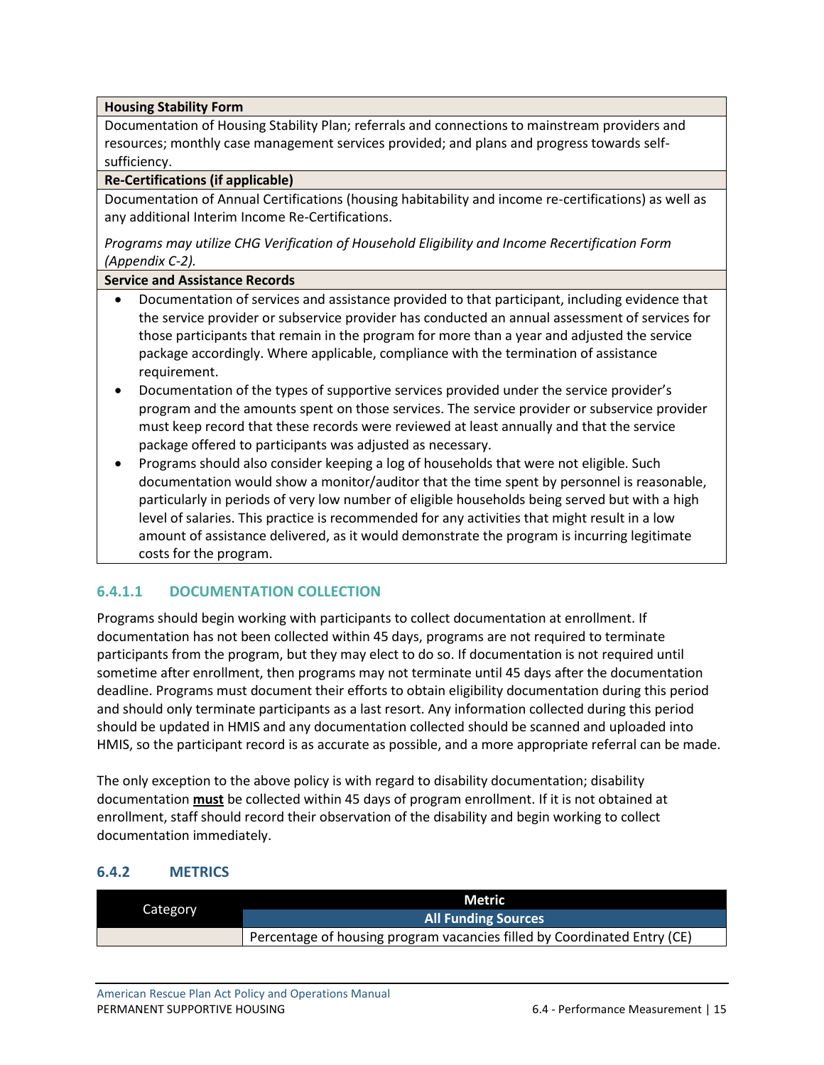| Housing Stability Form |
|---|
| Documentation of Housing Stability Plan; referrals and connections to mainstream providers and resources; monthly case management services provided; and plans and progress towards self-sufficiency. |
| **Re-Certifications (if applicable)** |
| Documentation of Annual Certifications (housing habitability and income re-certifications) as well as any additional Interim Income Re-Certifications. *Programs may utilize CHG Verification of Household Eligibility and Income Recertification Form (Appendix C-2).* |
| **Service and Assistance Records** |
| • Documentation of services and assistance provided to that participant, including evidence that the service provider or subservice provider has conducted an annual assessment of services for those participants that remain in the program for more than a year and adjusted the service package accordingly. Where applicable, compliance with the termination of assistance requirement. • Documentation of the types of supportive services provided under the service provider's program and the amounts spent on those services. The service provider or subservice provider must keep record that these records were reviewed at least annually and that the service package offered to participants was adjusted as necessary. • Programs should also consider keeping a log of households that were not eligible. Such documentation would show a monitor/auditor that the time spent by personnel is reasonable, particularly in periods of very low number of eligible households being served but with a high level of salaries. This practice is recommended for any activities that might result in a low amount of assistance delivered, as it would demonstrate the program is incurring legitimate costs for the program. |

#### 6.4.1.1 DOCUMENTATION COLLECTION

Programs should begin working with participants to collect documentation at enrollment. If documentation has not been collected within 45 days, programs are not required to terminate participants from the program, but they may elect to do so. If documentation is not required until sometime after enrollment, then programs may not terminate until 45 days after the documentation deadline. Programs must document their efforts to obtain eligibility documentation during this period and should only terminate participants as a last resort. Any information collected during this period should be updated in HMIS and any documentation collected should be scanned and uploaded into HMIS, so the participant record is as accurate as possible, and a more appropriate referral can be made.

The only exception to the above policy is with regard to disability documentation; disability documentation **must** be collected within 45 days of program enrollment. If it is not obtained at enrollment, staff should record their observation of the disability and begin working to collect documentation immediately.

### 6.4.2 METRICS

| Category | Metric |
|---|---|
| | **All Funding Sources** |
| | Percentage of housing program vacancies filled by Coordinated Entry (CE) |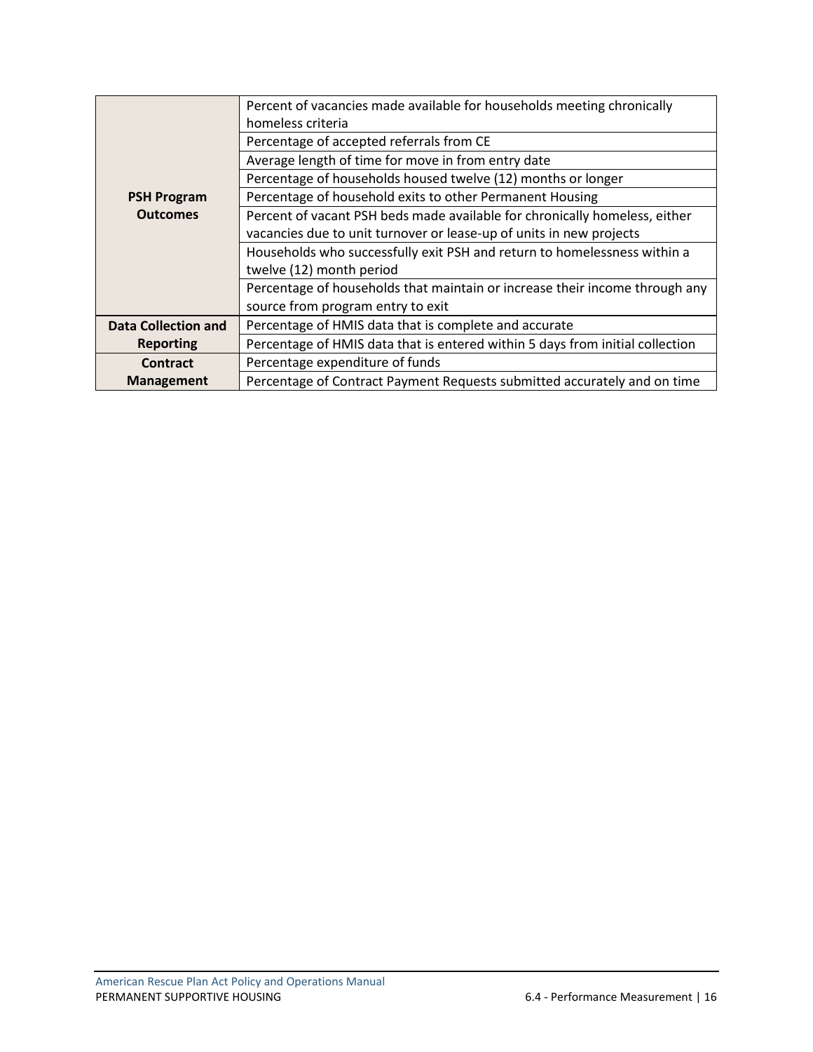| | |
|---|---|
| **PSH Program Outcomes** | Percent of vacancies made available for households meeting chronically homeless criteria |
| | Percentage of accepted referrals from CE |
| | Average length of time for move in from entry date |
| | Percentage of households housed twelve (12) months or longer |
| | Percentage of household exits to other Permanent Housing |
| | Percent of vacant PSH beds made available for chronically homeless, either vacancies due to unit turnover or lease-up of units in new projects |
| | Households who successfully exit PSH and return to homelessness within a twelve (12) month period |
| | Percentage of households that maintain or increase their income through any source from program entry to exit |
| **Data Collection and Reporting** | Percentage of HMIS data that is complete and accurate |
| | Percentage of HMIS data that is entered within 5 days from initial collection |
| **Contract Management** | Percentage expenditure of funds |
| | Percentage of Contract Payment Requests submitted accurately and on time |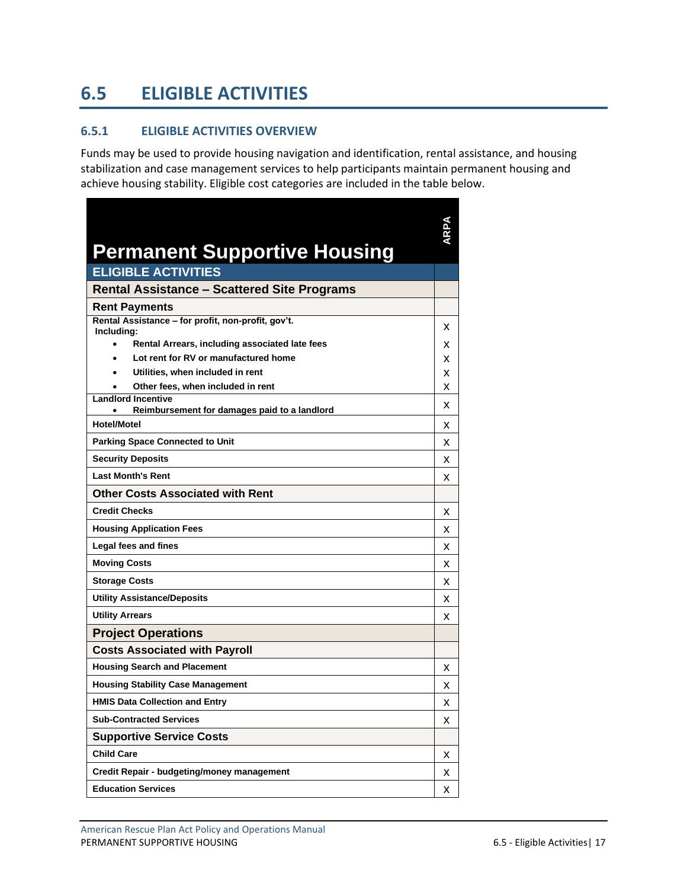# 6.5 ELIGIBLE ACTIVITIES

## 6.5.1 ELIGIBLE ACTIVITIES OVERVIEW

Funds may be used to provide housing navigation and identification, rental assistance, and housing stabilization and case management services to help participants maintain permanent housing and achieve housing stability. Eligible cost categories are included in the table below.

| Permanent Supportive Housing | ARPA |
|---|---|
| **ELIGIBLE ACTIVITIES** | |
| **Rental Assistance – Scattered Site Programs** | |
| **Rent Payments** | |
| Rental Assistance – for profit, non-profit, gov't. Including: | X |
| • Rental Arrears, including associated late fees | X |
| • Lot rent for RV or manufactured home | X |
| • Utilities, when included in rent | X |
| • Other fees, when included in rent | X |
| Landlord Incentive<br>• Reimbursement for damages paid to a landlord | X |
| Hotel/Motel | X |
| Parking Space Connected to Unit | X |
| Security Deposits | X |
| Last Month's Rent | X |
| **Other Costs Associated with Rent** | |
| Credit Checks | X |
| Housing Application Fees | X |
| Legal fees and fines | X |
| Moving Costs | X |
| Storage Costs | X |
| Utility Assistance/Deposits | X |
| Utility Arrears | X |
| **Project Operations** | |
| **Costs Associated with Payroll** | |
| Housing Search and Placement | X |
| Housing Stability Case Management | X |
| HMIS Data Collection and Entry | X |
| Sub-Contracted Services | X |
| **Supportive Service Costs** | |
| Child Care | X |
| Credit Repair - budgeting/money management | X |
| Education Services | X |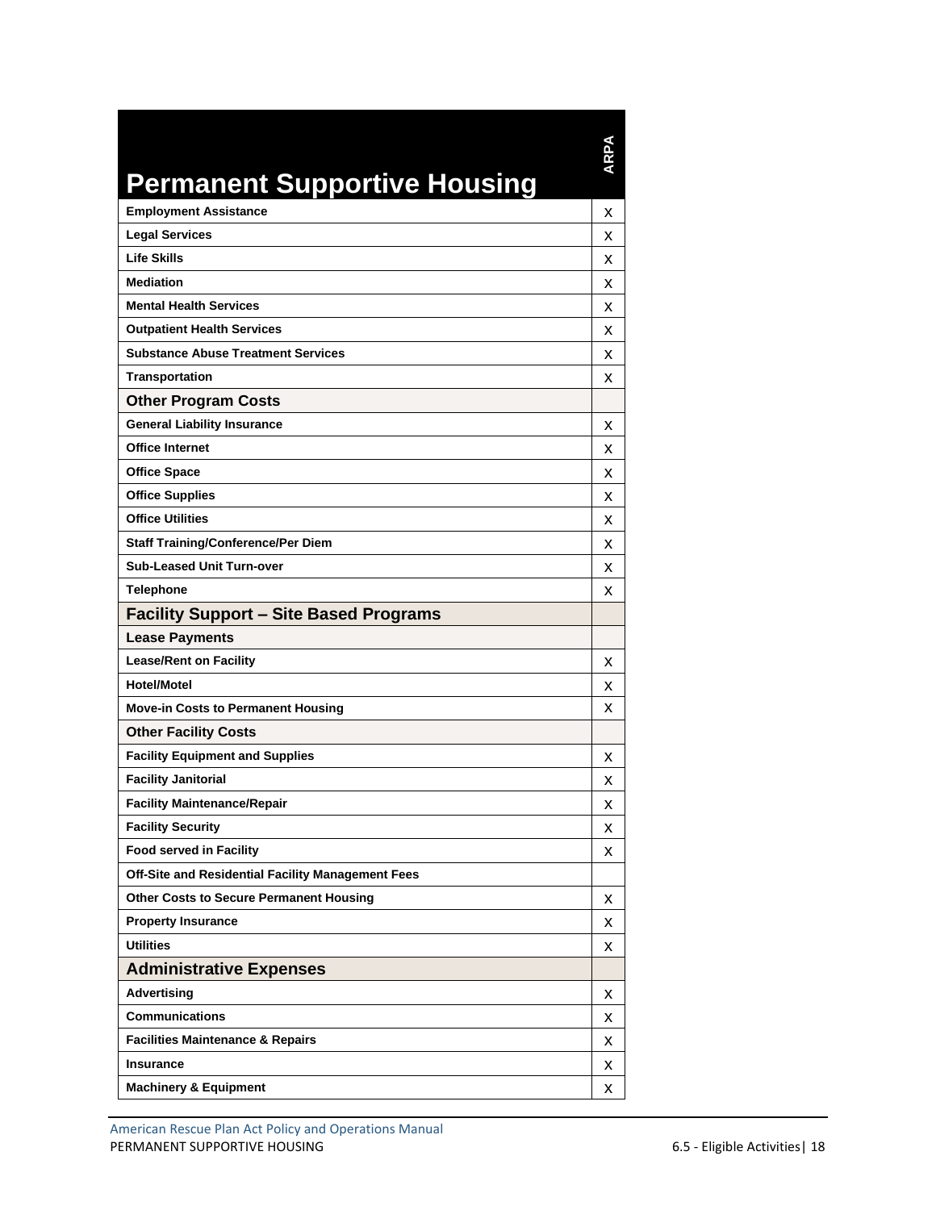| Permanent Supportive Housing | ARPA |
|---|---|
| **Employment Assistance** | X |
| **Legal Services** | X |
| **Life Skills** | X |
| **Mediation** | X |
| **Mental Health Services** | X |
| **Outpatient Health Services** | X |
| **Substance Abuse Treatment Services** | X |
| **Transportation** | X |
| **Other Program Costs** | |
| **General Liability Insurance** | X |
| **Office Internet** | X |
| **Office Space** | X |
| **Office Supplies** | X |
| **Office Utilities** | X |
| **Staff Training/Conference/Per Diem** | X |
| **Sub-Leased Unit Turn-over** | X |
| **Telephone** | X |
| **Facility Support – Site Based Programs** | |
| **Lease Payments** | |
| **Lease/Rent on Facility** | X |
| **Hotel/Motel** | X |
| **Move-in Costs to Permanent Housing** | X |
| **Other Facility Costs** | |
| **Facility Equipment and Supplies** | X |
| **Facility Janitorial** | X |
| **Facility Maintenance/Repair** | X |
| **Facility Security** | X |
| **Food served in Facility** | X |
| **Off-Site and Residential Facility Management Fees** | |
| **Other Costs to Secure Permanent Housing** | X |
| **Property Insurance** | X |
| **Utilities** | X |
| **Administrative Expenses** | |
| **Advertising** | X |
| **Communications** | X |
| **Facilities Maintenance & Repairs** | X |
| **Insurance** | X |
| **Machinery & Equipment** | X |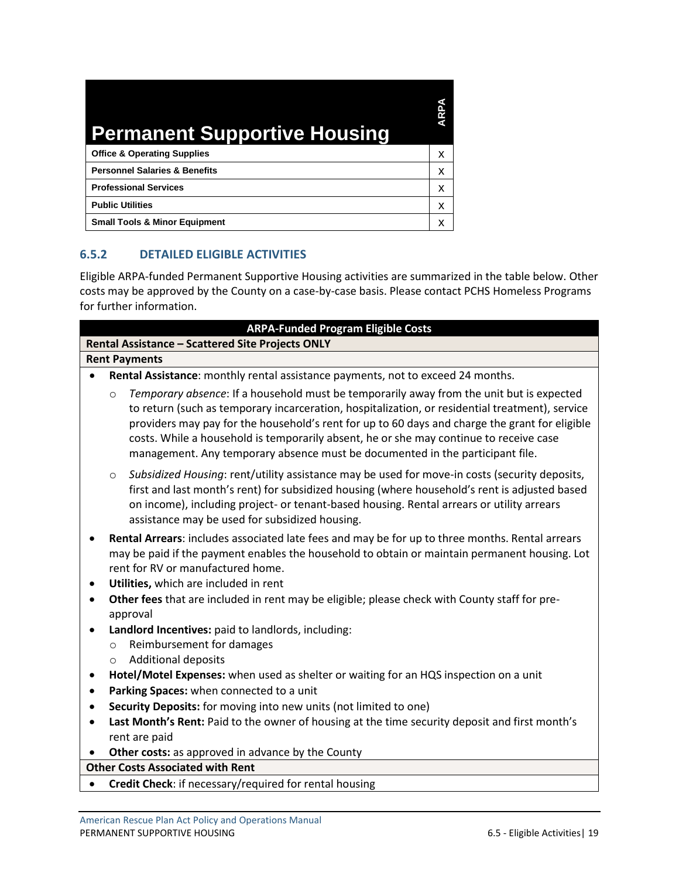| Permanent Supportive Housing | ARPA |
| --- | --- |
| Office & Operating Supplies | X |
| Personnel Salaries & Benefits | X |
| Professional Services | X |
| Public Utilities | X |
| Small Tools & Minor Equipment | X |

### 6.5.2 DETAILED ELIGIBLE ACTIVITIES

Eligible ARPA-funded Permanent Supportive Housing activities are summarized in the table below. Other costs may be approved by the County on a case-by-case basis. Please contact PCHS Homeless Programs for further information.

**ARPA-Funded Program Eligible Costs**

**Rental Assistance – Scattered Site Projects ONLY**

**Rent Payments**

- **Rental Assistance**: monthly rental assistance payments, not to exceed 24 months.
  - *Temporary absence*: If a household must be temporarily away from the unit but is expected to return (such as temporary incarceration, hospitalization, or residential treatment), service providers may pay for the household's rent for up to 60 days and charge the grant for eligible costs. While a household is temporarily absent, he or she may continue to receive case management. Any temporary absence must be documented in the participant file.
  - *Subsidized Housing*: rent/utility assistance may be used for move-in costs (security deposits, first and last month's rent) for subsidized housing (where household's rent is adjusted based on income), including project- or tenant-based housing. Rental arrears or utility arrears assistance may be used for subsidized housing.
- **Rental Arrears**: includes associated late fees and may be for up to three months. Rental arrears may be paid if the payment enables the household to obtain or maintain permanent housing. Lot rent for RV or manufactured home.
- **Utilities,** which are included in rent
- **Other fees** that are included in rent may be eligible; please check with County staff for pre-approval
- **Landlord Incentives:** paid to landlords, including:
  - Reimbursement for damages
  - Additional deposits
- **Hotel/Motel Expenses:** when used as shelter or waiting for an HQS inspection on a unit
- **Parking Spaces:** when connected to a unit
- **Security Deposits:** for moving into new units (not limited to one)
- **Last Month's Rent:** Paid to the owner of housing at the time security deposit and first month's rent are paid
- **Other costs:** as approved in advance by the County

**Other Costs Associated with Rent**

- **Credit Check**: if necessary/required for rental housing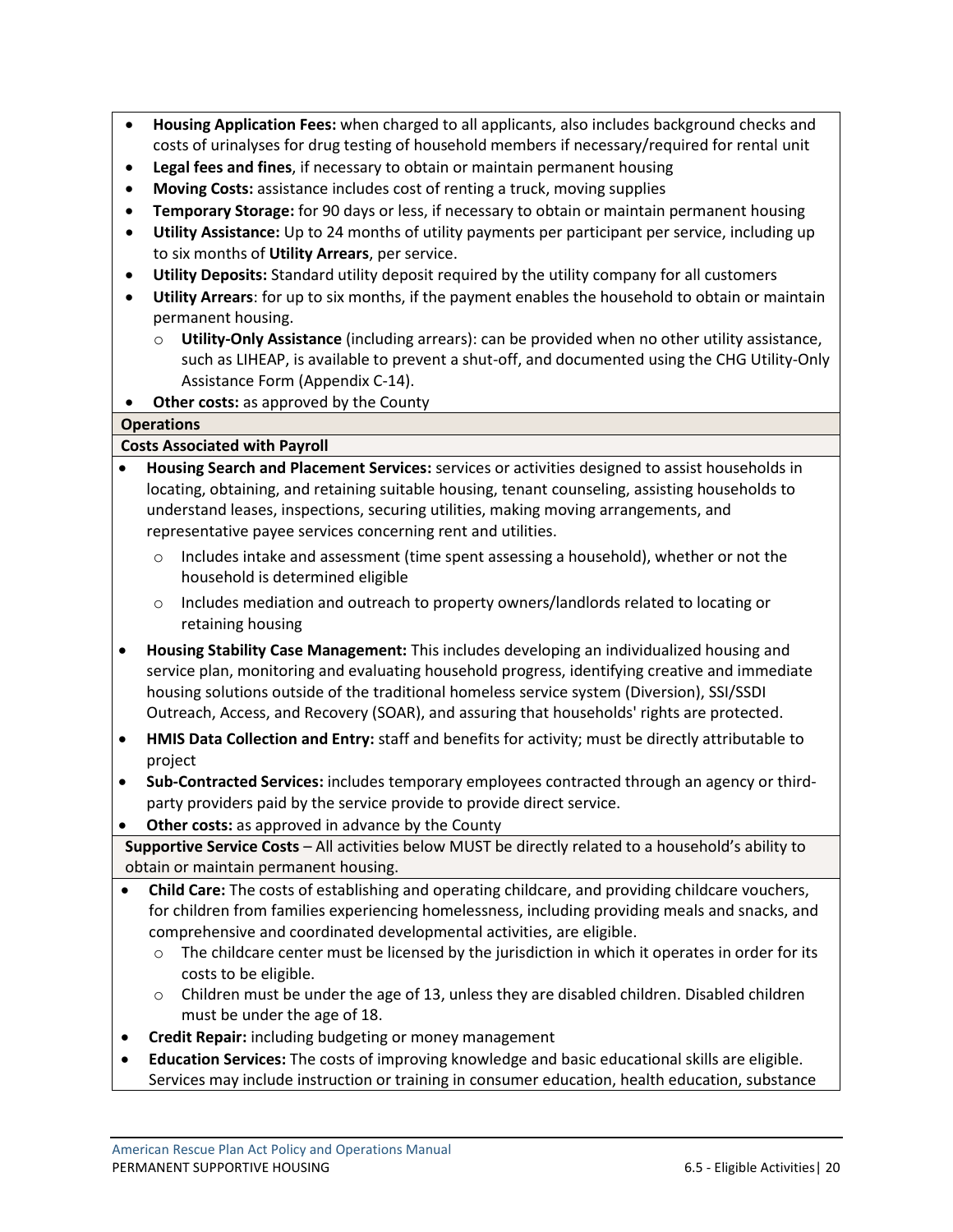- **Housing Application Fees:** when charged to all applicants, also includes background checks and costs of urinalyses for drug testing of household members if necessary/required for rental unit
- **Legal fees and fines**, if necessary to obtain or maintain permanent housing
- **Moving Costs:** assistance includes cost of renting a truck, moving supplies
- **Temporary Storage:** for 90 days or less, if necessary to obtain or maintain permanent housing
- **Utility Assistance:** Up to 24 months of utility payments per participant per service, including up to six months of **Utility Arrears**, per service.
- **Utility Deposits:** Standard utility deposit required by the utility company for all customers
- **Utility Arrears**: for up to six months, if the payment enables the household to obtain or maintain permanent housing.
  - **Utility-Only Assistance** (including arrears): can be provided when no other utility assistance, such as LIHEAP, is available to prevent a shut-off, and documented using the CHG Utility-Only Assistance Form (Appendix C-14).
- **Other costs:** as approved by the County

**Operations**

**Costs Associated with Payroll**

- **Housing Search and Placement Services:** services or activities designed to assist households in locating, obtaining, and retaining suitable housing, tenant counseling, assisting households to understand leases, inspections, securing utilities, making moving arrangements, and representative payee services concerning rent and utilities.
  - Includes intake and assessment (time spent assessing a household), whether or not the household is determined eligible
  - Includes mediation and outreach to property owners/landlords related to locating or retaining housing
- **Housing Stability Case Management:** This includes developing an individualized housing and service plan, monitoring and evaluating household progress, identifying creative and immediate housing solutions outside of the traditional homeless service system (Diversion), SSI/SSDI Outreach, Access, and Recovery (SOAR), and assuring that households' rights are protected.
- **HMIS Data Collection and Entry:** staff and benefits for activity; must be directly attributable to project
- **Sub-Contracted Services:** includes temporary employees contracted through an agency or third-party providers paid by the service provide to provide direct service.
- **Other costs:** as approved in advance by the County

**Supportive Service Costs** – All activities below MUST be directly related to a household's ability to obtain or maintain permanent housing.

- **Child Care:** The costs of establishing and operating childcare, and providing childcare vouchers, for children from families experiencing homelessness, including providing meals and snacks, and comprehensive and coordinated developmental activities, are eligible.
  - The childcare center must be licensed by the jurisdiction in which it operates in order for its costs to be eligible.
  - Children must be under the age of 13, unless they are disabled children. Disabled children must be under the age of 18.
- **Credit Repair:** including budgeting or money management
- **Education Services:** The costs of improving knowledge and basic educational skills are eligible. Services may include instruction or training in consumer education, health education, substance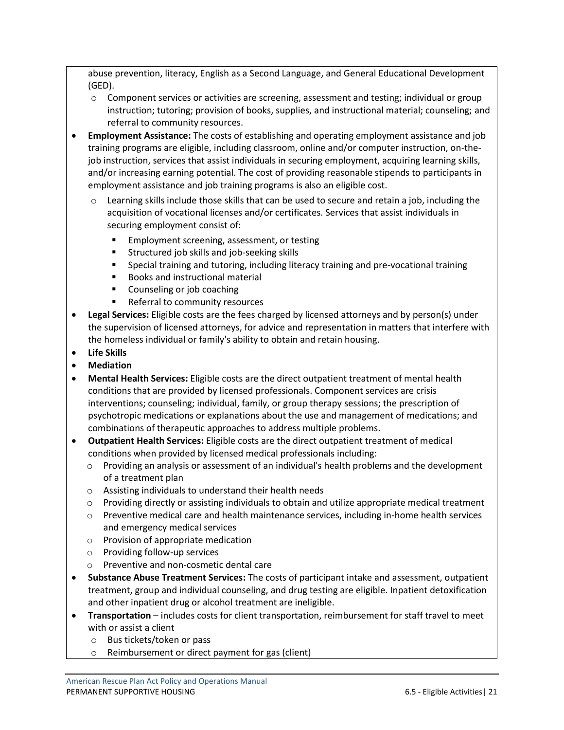abuse prevention, literacy, English as a Second Language, and General Educational Development (GED).

  - Component services or activities are screening, assessment and testing; individual or group instruction; tutoring; provision of books, supplies, and instructional material; counseling; and referral to community resources.

- **Employment Assistance:** The costs of establishing and operating employment assistance and job training programs are eligible, including classroom, online and/or computer instruction, on-the-job instruction, services that assist individuals in securing employment, acquiring learning skills, and/or increasing earning potential. The cost of providing reasonable stipends to participants in employment assistance and job training programs is also an eligible cost.
  - Learning skills include those skills that can be used to secure and retain a job, including the acquisition of vocational licenses and/or certificates. Services that assist individuals in securing employment consist of:
    - Employment screening, assessment, or testing
    - Structured job skills and job-seeking skills
    - Special training and tutoring, including literacy training and pre-vocational training
    - Books and instructional material
    - Counseling or job coaching
    - Referral to community resources
- **Legal Services:** Eligible costs are the fees charged by licensed attorneys and by person(s) under the supervision of licensed attorneys, for advice and representation in matters that interfere with the homeless individual or family's ability to obtain and retain housing.
- **Life Skills**
- **Mediation**
- **Mental Health Services:** Eligible costs are the direct outpatient treatment of mental health conditions that are provided by licensed professionals. Component services are crisis interventions; counseling; individual, family, or group therapy sessions; the prescription of psychotropic medications or explanations about the use and management of medications; and combinations of therapeutic approaches to address multiple problems.
- **Outpatient Health Services:** Eligible costs are the direct outpatient treatment of medical conditions when provided by licensed medical professionals including:
  - Providing an analysis or assessment of an individual's health problems and the development of a treatment plan
  - Assisting individuals to understand their health needs
  - Providing directly or assisting individuals to obtain and utilize appropriate medical treatment
  - Preventive medical care and health maintenance services, including in-home health services and emergency medical services
  - Provision of appropriate medication
  - Providing follow-up services
  - Preventive and non-cosmetic dental care
- **Substance Abuse Treatment Services:** The costs of participant intake and assessment, outpatient treatment, group and individual counseling, and drug testing are eligible. Inpatient detoxification and other inpatient drug or alcohol treatment are ineligible.
- **Transportation** – includes costs for client transportation, reimbursement for staff travel to meet with or assist a client
  - Bus tickets/token or pass
  - Reimbursement or direct payment for gas (client)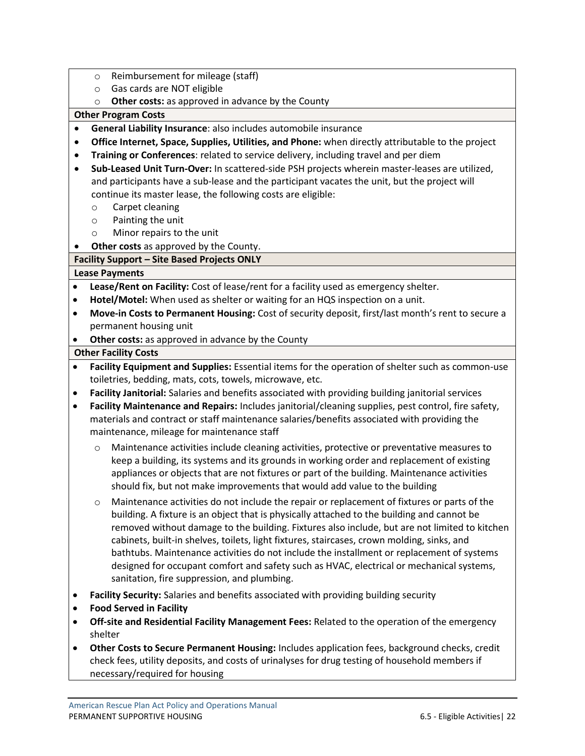- Reimbursement for mileage (staff)
- Gas cards are NOT eligible
- **Other costs:** as approved in advance by the County

**Other Program Costs**

- **General Liability Insurance**: also includes automobile insurance
- **Office Internet, Space, Supplies, Utilities, and Phone:** when directly attributable to the project
- **Training or Conferences**: related to service delivery, including travel and per diem
- **Sub-Leased Unit Turn-Over:** In scattered-side PSH projects wherein master-leases are utilized, and participants have a sub-lease and the participant vacates the unit, but the project will continue its master lease, the following costs are eligible:
  - Carpet cleaning
  - Painting the unit
  - Minor repairs to the unit
- **Other costs** as approved by the County.

**Facility Support – Site Based Projects ONLY**

**Lease Payments**

- **Lease/Rent on Facility:** Cost of lease/rent for a facility used as emergency shelter.
- **Hotel/Motel:** When used as shelter or waiting for an HQS inspection on a unit.
- **Move-in Costs to Permanent Housing:** Cost of security deposit, first/last month's rent to secure a permanent housing unit
- **Other costs:** as approved in advance by the County

**Other Facility Costs**

- **Facility Equipment and Supplies:** Essential items for the operation of shelter such as common-use toiletries, bedding, mats, cots, towels, microwave, etc.
- **Facility Janitorial:** Salaries and benefits associated with providing building janitorial services
- **Facility Maintenance and Repairs:** Includes janitorial/cleaning supplies, pest control, fire safety, materials and contract or staff maintenance salaries/benefits associated with providing the maintenance, mileage for maintenance staff
  - Maintenance activities include cleaning activities, protective or preventative measures to keep a building, its systems and its grounds in working order and replacement of existing appliances or objects that are not fixtures or part of the building. Maintenance activities should fix, but not make improvements that would add value to the building
  - Maintenance activities do not include the repair or replacement of fixtures or parts of the building. A fixture is an object that is physically attached to the building and cannot be removed without damage to the building. Fixtures also include, but are not limited to kitchen cabinets, built-in shelves, toilets, light fixtures, staircases, crown molding, sinks, and bathtubs. Maintenance activities do not include the installment or replacement of systems designed for occupant comfort and safety such as HVAC, electrical or mechanical systems, sanitation, fire suppression, and plumbing.
- **Facility Security:** Salaries and benefits associated with providing building security
- **Food Served in Facility**
- **Off-site and Residential Facility Management Fees:** Related to the operation of the emergency shelter
- **Other Costs to Secure Permanent Housing:** Includes application fees, background checks, credit check fees, utility deposits, and costs of urinalyses for drug testing of household members if necessary/required for housing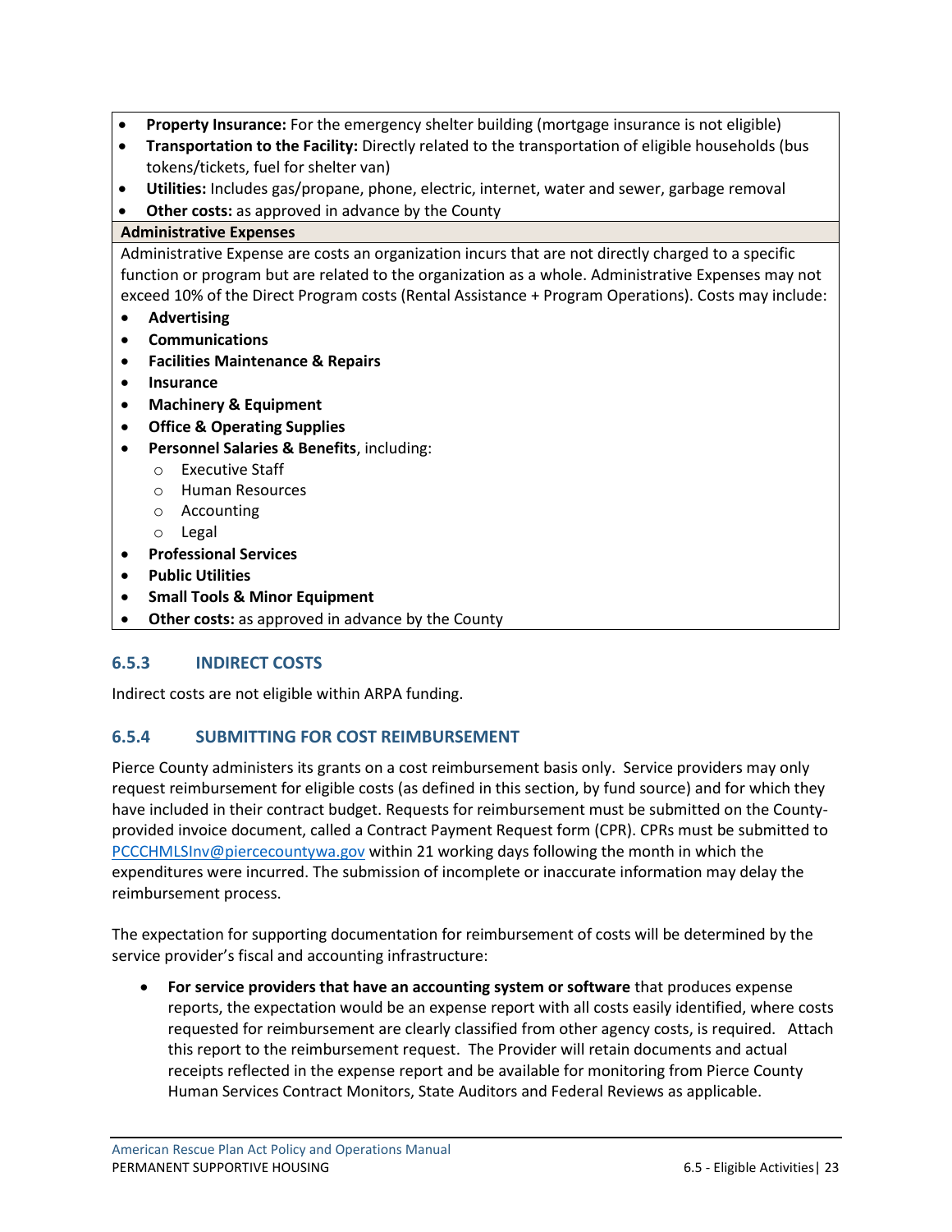- **Property Insurance:** For the emergency shelter building (mortgage insurance is not eligible)
- **Transportation to the Facility:** Directly related to the transportation of eligible households (bus tokens/tickets, fuel for shelter van)
- **Utilities:** Includes gas/propane, phone, electric, internet, water and sewer, garbage removal
- **Other costs:** as approved in advance by the County

**Administrative Expenses**

Administrative Expense are costs an organization incurs that are not directly charged to a specific function or program but are related to the organization as a whole. Administrative Expenses may not exceed 10% of the Direct Program costs (Rental Assistance + Program Operations). Costs may include:

- **Advertising**
- **Communications**
- **Facilities Maintenance & Repairs**
- **Insurance**
- **Machinery & Equipment**
- **Office & Operating Supplies**
- **Personnel Salaries & Benefits**, including:
  - Executive Staff
  - Human Resources
  - Accounting
  - Legal
- **Professional Services**
- **Public Utilities**
- **Small Tools & Minor Equipment**
- **Other costs:** as approved in advance by the County

### 6.5.3 INDIRECT COSTS

Indirect costs are not eligible within ARPA funding.

### 6.5.4 SUBMITTING FOR COST REIMBURSEMENT

Pierce County administers its grants on a cost reimbursement basis only. Service providers may only request reimbursement for eligible costs (as defined in this section, by fund source) and for which they have included in their contract budget. Requests for reimbursement must be submitted on the County-provided invoice document, called a Contract Payment Request form (CPR). CPRs must be submitted to PCCCHMLSInv@piercecountywa.gov within 21 working days following the month in which the expenditures were incurred. The submission of incomplete or inaccurate information may delay the reimbursement process.

The expectation for supporting documentation for reimbursement of costs will be determined by the service provider's fiscal and accounting infrastructure:

- **For service providers that have an accounting system or software** that produces expense reports, the expectation would be an expense report with all costs easily identified, where costs requested for reimbursement are clearly classified from other agency costs, is required. Attach this report to the reimbursement request. The Provider will retain documents and actual receipts reflected in the expense report and be available for monitoring from Pierce County Human Services Contract Monitors, State Auditors and Federal Reviews as applicable.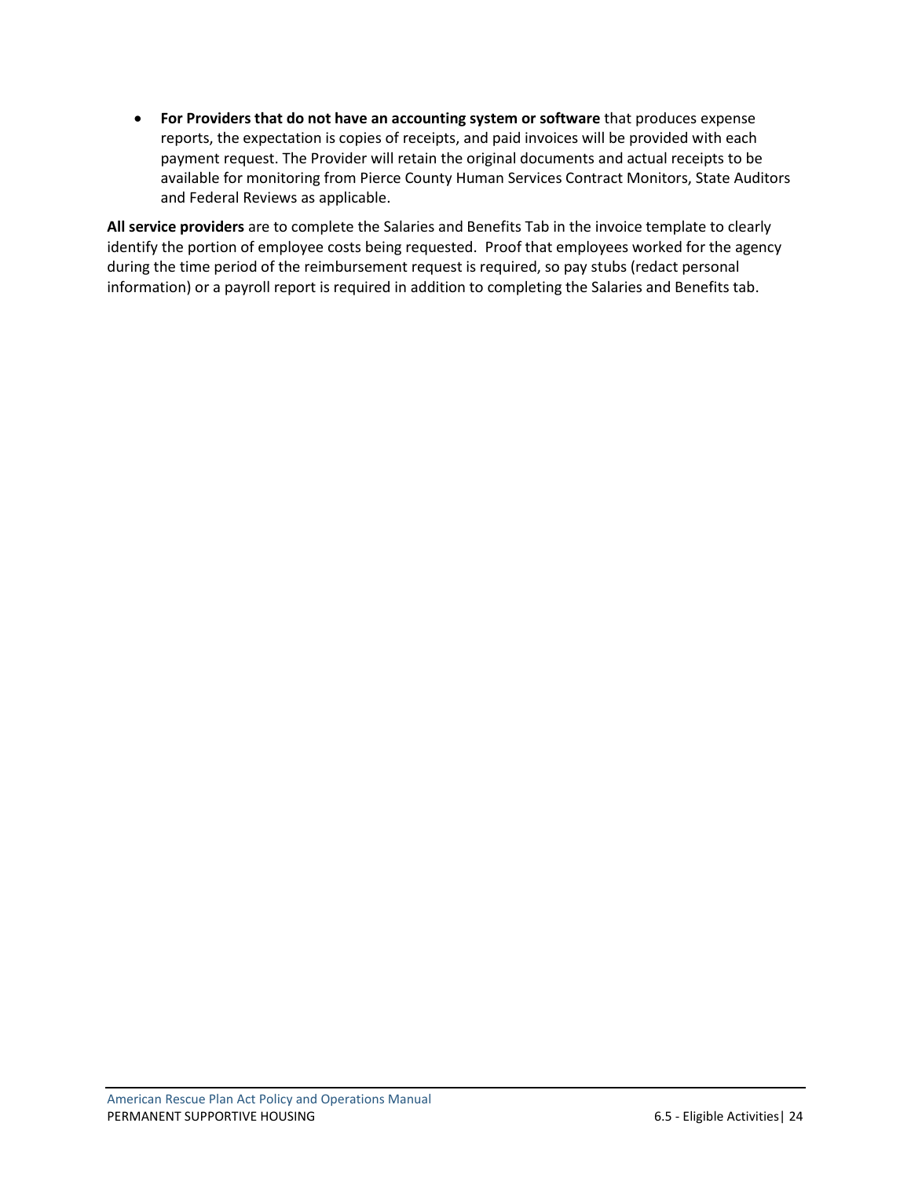- **For Providers that do not have an accounting system or software** that produces expense reports, the expectation is copies of receipts, and paid invoices will be provided with each payment request. The Provider will retain the original documents and actual receipts to be available for monitoring from Pierce County Human Services Contract Monitors, State Auditors and Federal Reviews as applicable.

**All service providers** are to complete the Salaries and Benefits Tab in the invoice template to clearly identify the portion of employee costs being requested. Proof that employees worked for the agency during the time period of the reimbursement request is required, so pay stubs (redact personal information) or a payroll report is required in addition to completing the Salaries and Benefits tab.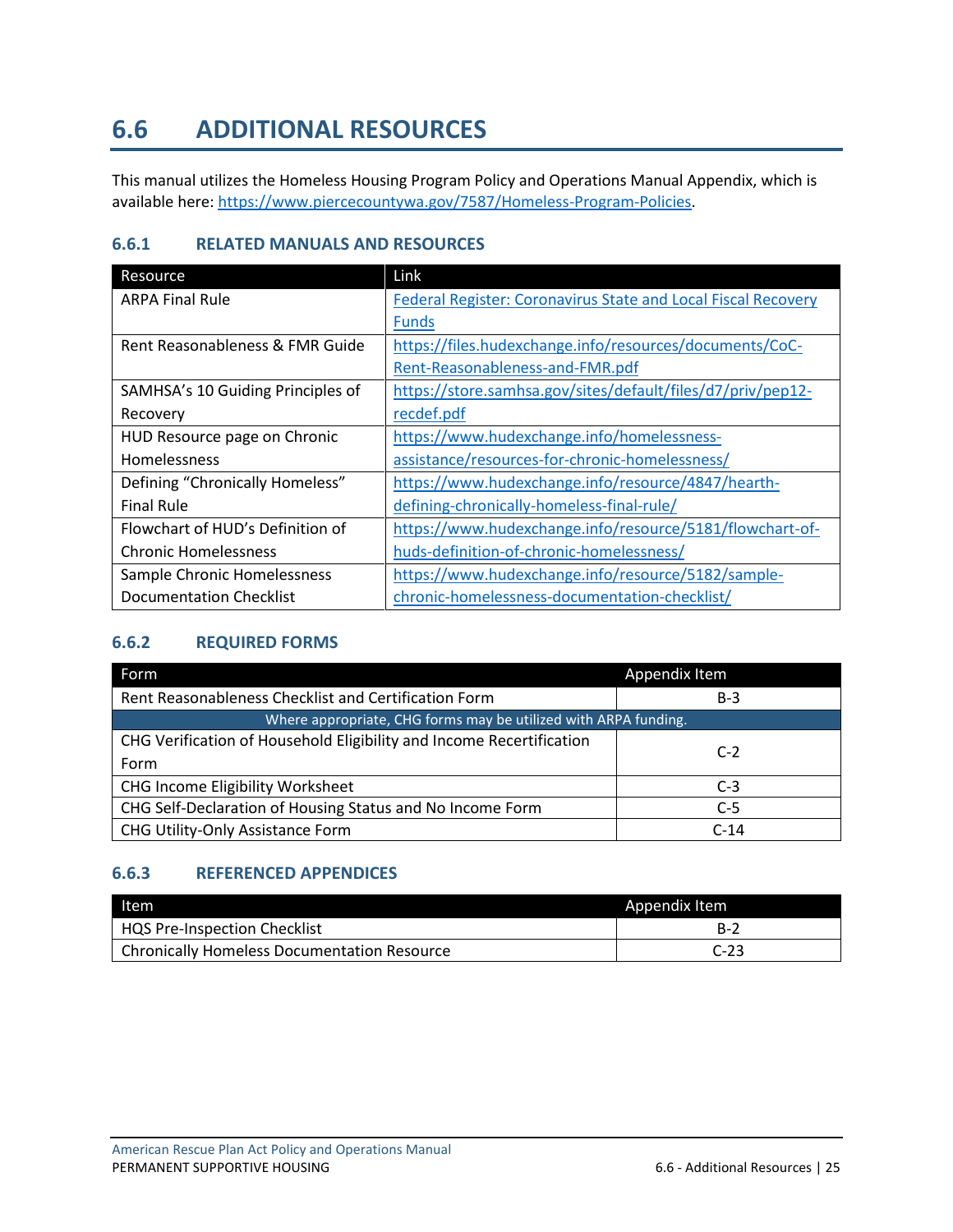# 6.6 ADDITIONAL RESOURCES

This manual utilizes the Homeless Housing Program Policy and Operations Manual Appendix, which is available here: https://www.piercecountywa.gov/7587/Homeless-Program-Policies.

## 6.6.1 RELATED MANUALS AND RESOURCES

| Resource | Link |
| --- | --- |
| ARPA Final Rule | Federal Register: Coronavirus State and Local Fiscal Recovery Funds |
| Rent Reasonableness & FMR Guide | https://files.hudexchange.info/resources/documents/CoC-Rent-Reasonableness-and-FMR.pdf |
| SAMHSA's 10 Guiding Principles of Recovery | https://store.samhsa.gov/sites/default/files/d7/priv/pep12-recdef.pdf |
| HUD Resource page on Chronic Homelessness | https://www.hudexchange.info/homelessness-assistance/resources-for-chronic-homelessness/ |
| Defining "Chronically Homeless" Final Rule | https://www.hudexchange.info/resource/4847/hearth-defining-chronically-homeless-final-rule/ |
| Flowchart of HUD's Definition of Chronic Homelessness | https://www.hudexchange.info/resource/5181/flowchart-of-huds-definition-of-chronic-homelessness/ |
| Sample Chronic Homelessness Documentation Checklist | https://www.hudexchange.info/resource/5182/sample-chronic-homelessness-documentation-checklist/ |

## 6.6.2 REQUIRED FORMS

| Form | Appendix Item |
| --- | --- |
| Rent Reasonableness Checklist and Certification Form | B-3 |
| Where appropriate, CHG forms may be utilized with ARPA funding. | |
| CHG Verification of Household Eligibility and Income Recertification Form | C-2 |
| CHG Income Eligibility Worksheet | C-3 |
| CHG Self-Declaration of Housing Status and No Income Form | C-5 |
| CHG Utility-Only Assistance Form | C-14 |

## 6.6.3 REFERENCED APPENDICES

| Item | Appendix Item |
| --- | --- |
| HQS Pre-Inspection Checklist | B-2 |
| Chronically Homeless Documentation Resource | C-23 |